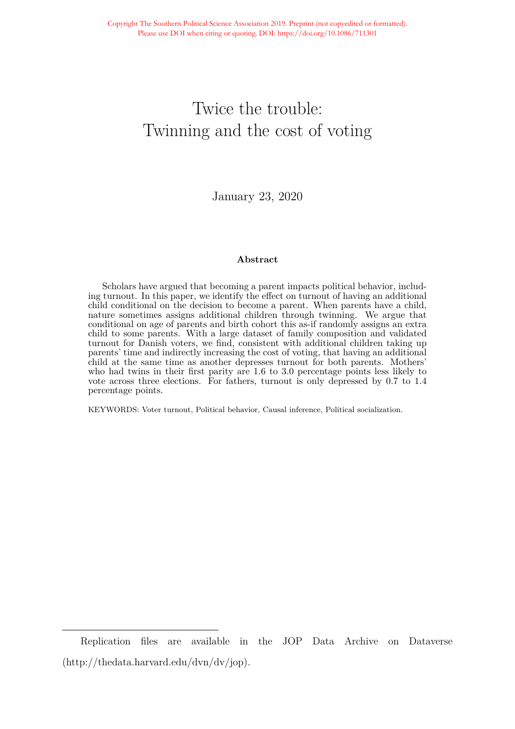# Twice the trouble: Twinning and the cost of voting

January 23, 2020

### Abstract

Scholars have argued that becoming a parent impacts political behavior, including turnout. In this paper, we identify the effect on turnout of having an additional child conditional on the decision to become a parent. When parents have a child, nature sometimes assigns additional children through twinning. We argue that conditional on age of parents and birth cohort this as-if randomly assigns an extra child to some parents. With a large dataset of family composition and validated turnout for Danish voters, we find, consistent with additional children taking up parents' time and indirectly increasing the cost of voting, that having an additional child at the same time as another depresses turnout for both parents. Mothers' who had twins in their first parity are 1.6 to 3.0 percentage points less likely to vote across three elections. For fathers, turnout is only depressed by 0.7 to 1.4 percentage points.

KEYWORDS: Voter turnout, Political behavior, Causal inference, Political socialization.

Replication files are available in the JOP Data Archive on Dataverse (http://thedata.harvard.edu/dvn/dv/jop).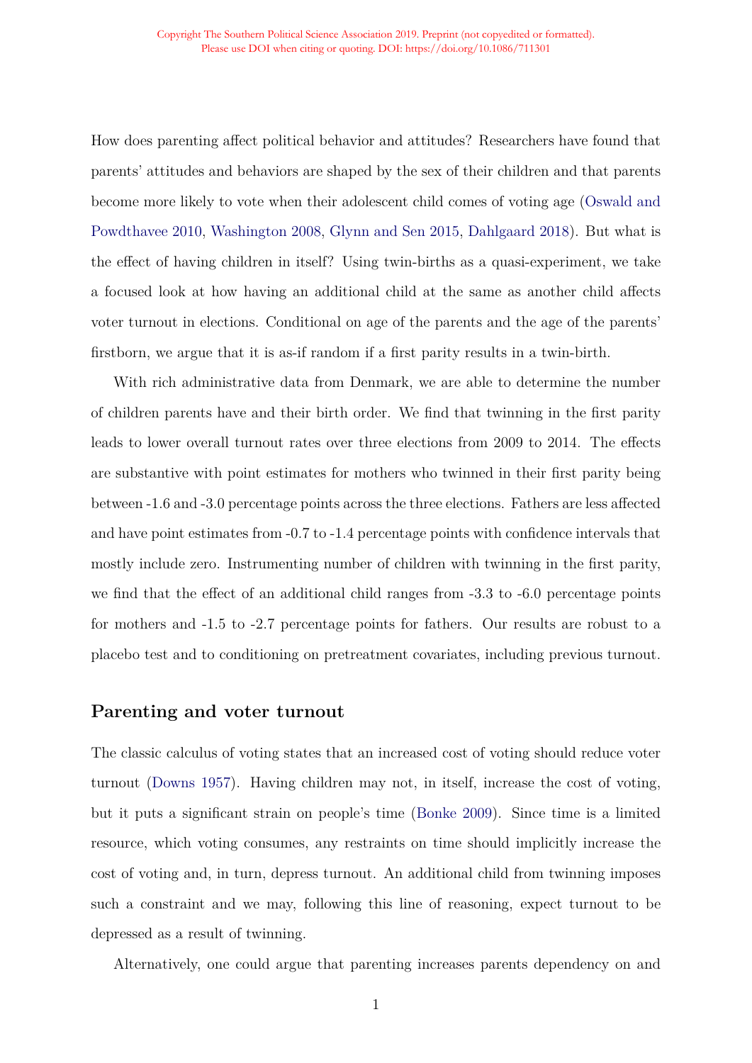How does parenting affect political behavior and attitudes? Researchers have found that parents' attitudes and behaviors are shaped by the sex of their children and that parents become more likely to vote when their adolescent child comes of voting age (Oswald and Powdthavee 2010, Washington 2008, Glynn and Sen 2015, Dahlgaard 2018). But what is the effect of having children in itself? Using twin-births as a quasi-experiment, we take a focused look at how having an additional child at the same as another child affects voter turnout in elections. Conditional on age of the parents and the age of the parents' firstborn, we argue that it is as-if random if a first parity results in a twin-birth.

With rich administrative data from Denmark, we are able to determine the number of children parents have and their birth order. We find that twinning in the first parity leads to lower overall turnout rates over three elections from 2009 to 2014. The effects are substantive with point estimates for mothers who twinned in their first parity being between -1.6 and -3.0 percentage points across the three elections. Fathers are less affected and have point estimates from -0.7 to -1.4 percentage points with confidence intervals that mostly include zero. Instrumenting number of children with twinning in the first parity, we find that the effect of an additional child ranges from -3.3 to -6.0 percentage points for mothers and -1.5 to -2.7 percentage points for fathers. Our results are robust to a placebo test and to conditioning on pretreatment covariates, including previous turnout.

## Parenting and voter turnout

The classic calculus of voting states that an increased cost of voting should reduce voter turnout (Downs 1957). Having children may not, in itself, increase the cost of voting, but it puts a significant strain on people's time (Bonke 2009). Since time is a limited resource, which voting consumes, any restraints on time should implicitly increase the cost of voting and, in turn, depress turnout. An additional child from twinning imposes such a constraint and we may, following this line of reasoning, expect turnout to be depressed as a result of twinning.

Alternatively, one could argue that parenting increases parents dependency on and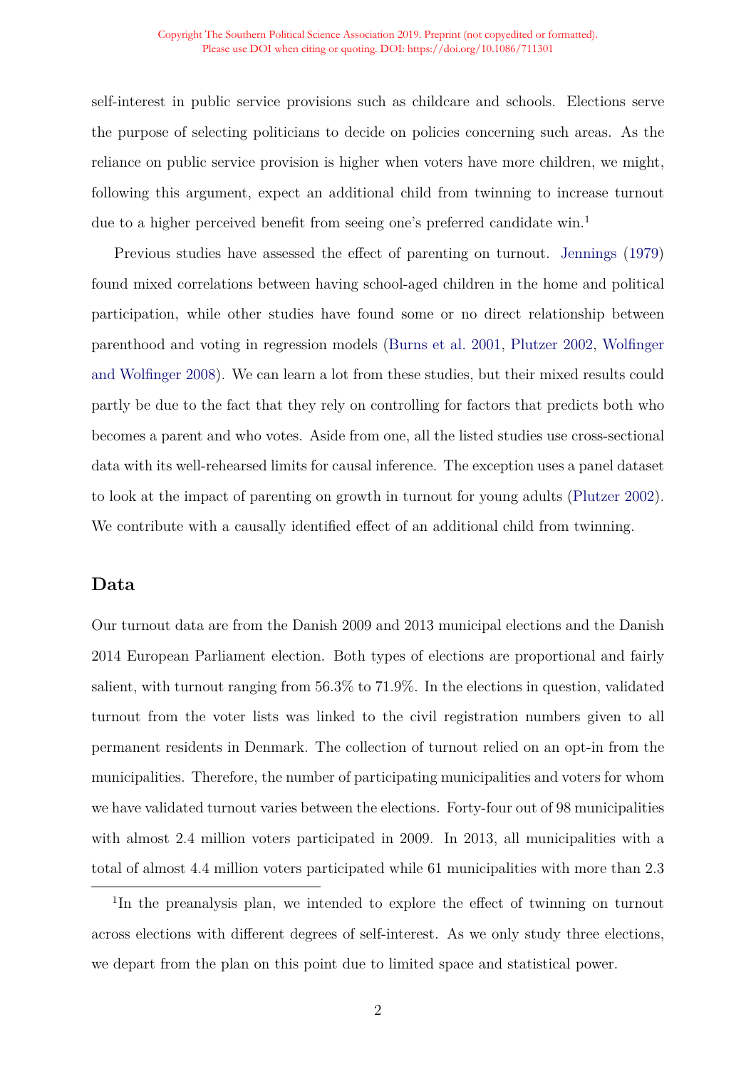self-interest in public service provisions such as childcare and schools. Elections serve the purpose of selecting politicians to decide on policies concerning such areas. As the reliance on public service provision is higher when voters have more children, we might, following this argument, expect an additional child from twinning to increase turnout due to a higher perceived benefit from seeing one's preferred candidate win.[1]

Previous studies have assessed the effect of parenting on turnout. Jennings (1979) found mixed correlations between having school-aged children in the home and political participation, while other studies have found some or no direct relationship between parenthood and voting in regression models (Burns et al. 2001, Plutzer 2002, Wolfinger and Wolfinger 2008). We can learn a lot from these studies, but their mixed results could partly be due to the fact that they rely on controlling for factors that predicts both who becomes a parent and who votes. Aside from one, all the listed studies use cross-sectional data with its well-rehearsed limits for causal inference. The exception uses a panel dataset to look at the impact of parenting on growth in turnout for young adults (Plutzer 2002). We contribute with a causally identified effect of an additional child from twinning.

## Data

Our turnout data are from the Danish 2009 and 2013 municipal elections and the Danish 2014 European Parliament election. Both types of elections are proportional and fairly salient, with turnout ranging from 56.3% to 71.9%. In the elections in question, validated turnout from the voter lists was linked to the civil registration numbers given to all permanent residents in Denmark. The collection of turnout relied on an opt-in from the municipalities. Therefore, the number of participating municipalities and voters for whom we have validated turnout varies between the elections. Forty-four out of 98 municipalities with almost 2.4 million voters participated in 2009. In 2013, all municipalities with a total of almost 4.4 million voters participated while 61 municipalities with more than 2.3

[1] In the preanalysis plan, we intended to explore the effect of twinning on turnout across elections with different degrees of self-interest. As we only study three elections, we depart from the plan on this point due to limited space and statistical power.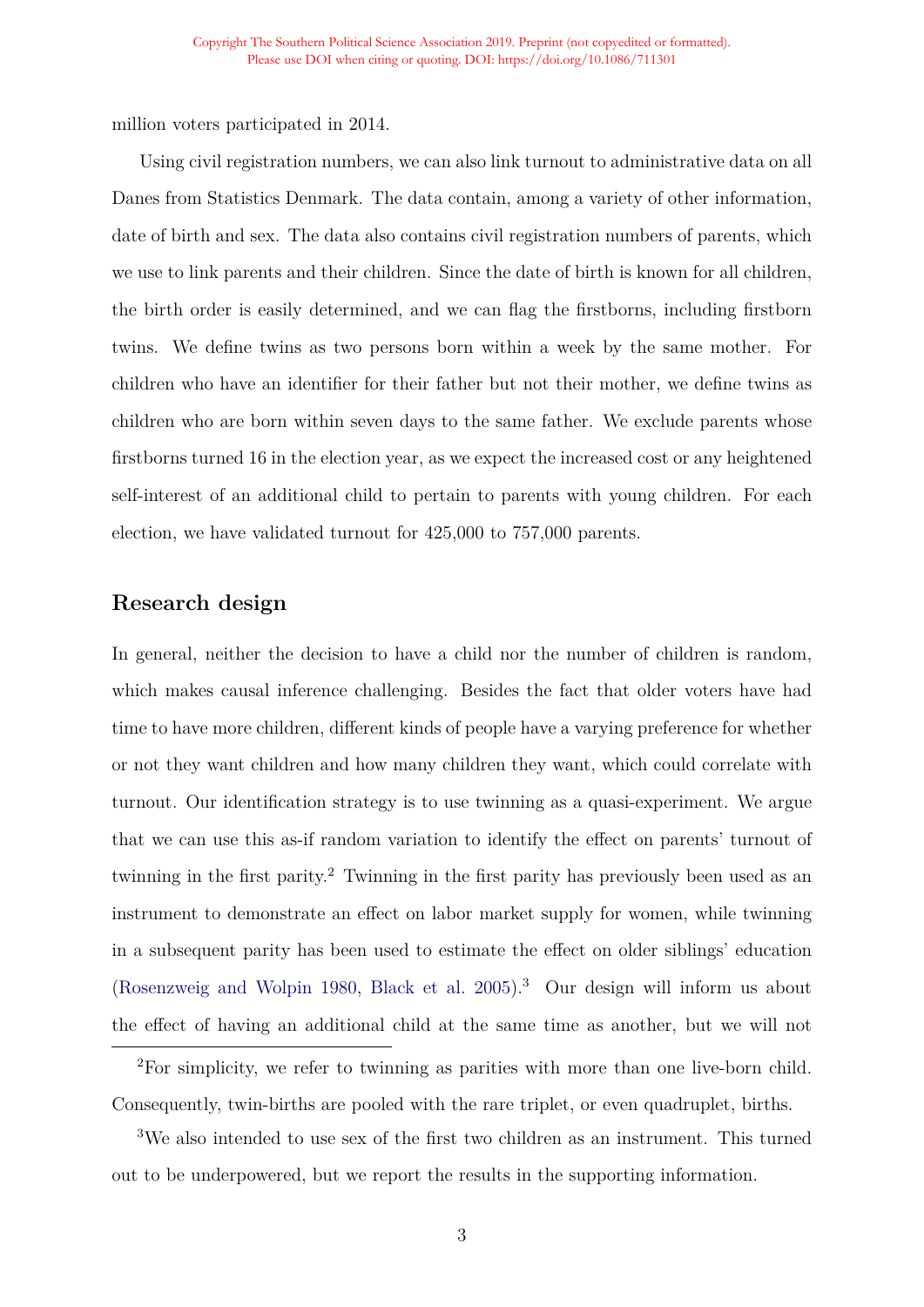million voters participated in 2014.

Using civil registration numbers, we can also link turnout to administrative data on all Danes from Statistics Denmark. The data contain, among a variety of other information, date of birth and sex. The data also contains civil registration numbers of parents, which we use to link parents and their children. Since the date of birth is known for all children, the birth order is easily determined, and we can flag the firstborns, including firstborn twins. We define twins as two persons born within a week by the same mother. For children who have an identifier for their father but not their mother, we define twins as children who are born within seven days to the same father. We exclude parents whose firstborns turned 16 in the election year, as we expect the increased cost or any heightened self-interest of an additional child to pertain to parents with young children. For each election, we have validated turnout for 425,000 to 757,000 parents.

## Research design

In general, neither the decision to have a child nor the number of children is random, which makes causal inference challenging. Besides the fact that older voters have had time to have more children, different kinds of people have a varying preference for whether or not they want children and how many children they want, which could correlate with turnout. Our identification strategy is to use twinning as a quasi-experiment. We argue that we can use this as-if random variation to identify the effect on parents' turnout of twinning in the first parity.[2] Twinning in the first parity has previously been used as an instrument to demonstrate an effect on labor market supply for women, while twinning in a subsequent parity has been used to estimate the effect on older siblings' education (Rosenzweig and Wolpin 1980, Black et al. 2005).[3] Our design will inform us about the effect of having an additional child at the same time as another, but we will not

[2]For simplicity, we refer to twinning as parities with more than one live-born child. Consequently, twin-births are pooled with the rare triplet, or even quadruplet, births.

[3]We also intended to use sex of the first two children as an instrument. This turned out to be underpowered, but we report the results in the supporting information.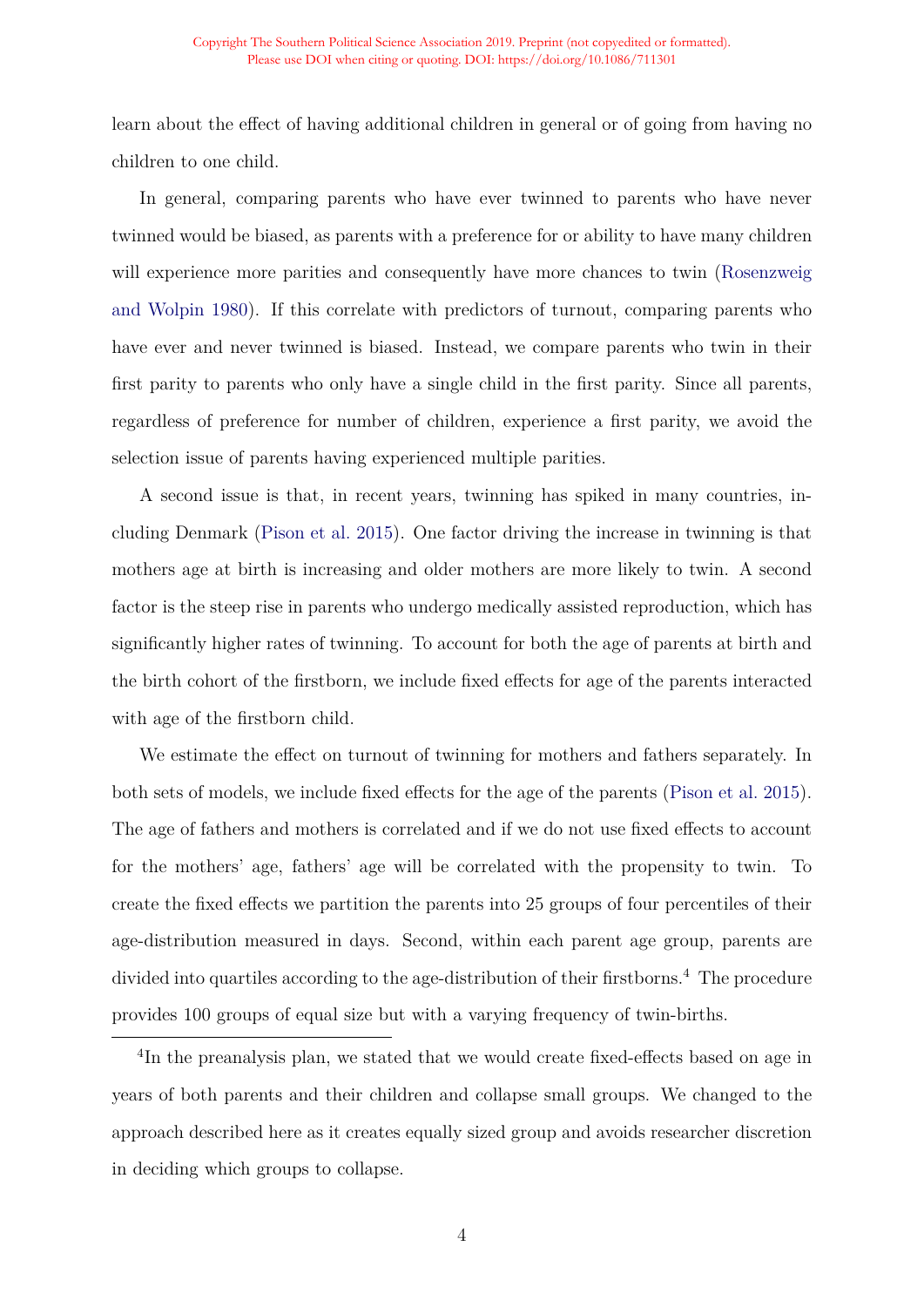learn about the effect of having additional children in general or of going from having no children to one child.

In general, comparing parents who have ever twinned to parents who have never twinned would be biased, as parents with a preference for or ability to have many children will experience more parities and consequently have more chances to twin (Rosenzweig and Wolpin 1980). If this correlate with predictors of turnout, comparing parents who have ever and never twinned is biased. Instead, we compare parents who twin in their first parity to parents who only have a single child in the first parity. Since all parents, regardless of preference for number of children, experience a first parity, we avoid the selection issue of parents having experienced multiple parities.

A second issue is that, in recent years, twinning has spiked in many countries, including Denmark (Pison et al. 2015). One factor driving the increase in twinning is that mothers age at birth is increasing and older mothers are more likely to twin. A second factor is the steep rise in parents who undergo medically assisted reproduction, which has significantly higher rates of twinning. To account for both the age of parents at birth and the birth cohort of the firstborn, we include fixed effects for age of the parents interacted with age of the firstborn child.

We estimate the effect on turnout of twinning for mothers and fathers separately. In both sets of models, we include fixed effects for the age of the parents (Pison et al. 2015). The age of fathers and mothers is correlated and if we do not use fixed effects to account for the mothers' age, fathers' age will be correlated with the propensity to twin. To create the fixed effects we partition the parents into 25 groups of four percentiles of their age-distribution measured in days. Second, within each parent age group, parents are divided into quartiles according to the age-distribution of their firstborns.[4] The procedure provides 100 groups of equal size but with a varying frequency of twin-births.

[4]In the preanalysis plan, we stated that we would create fixed-effects based on age in years of both parents and their children and collapse small groups. We changed to the approach described here as it creates equally sized group and avoids researcher discretion in deciding which groups to collapse.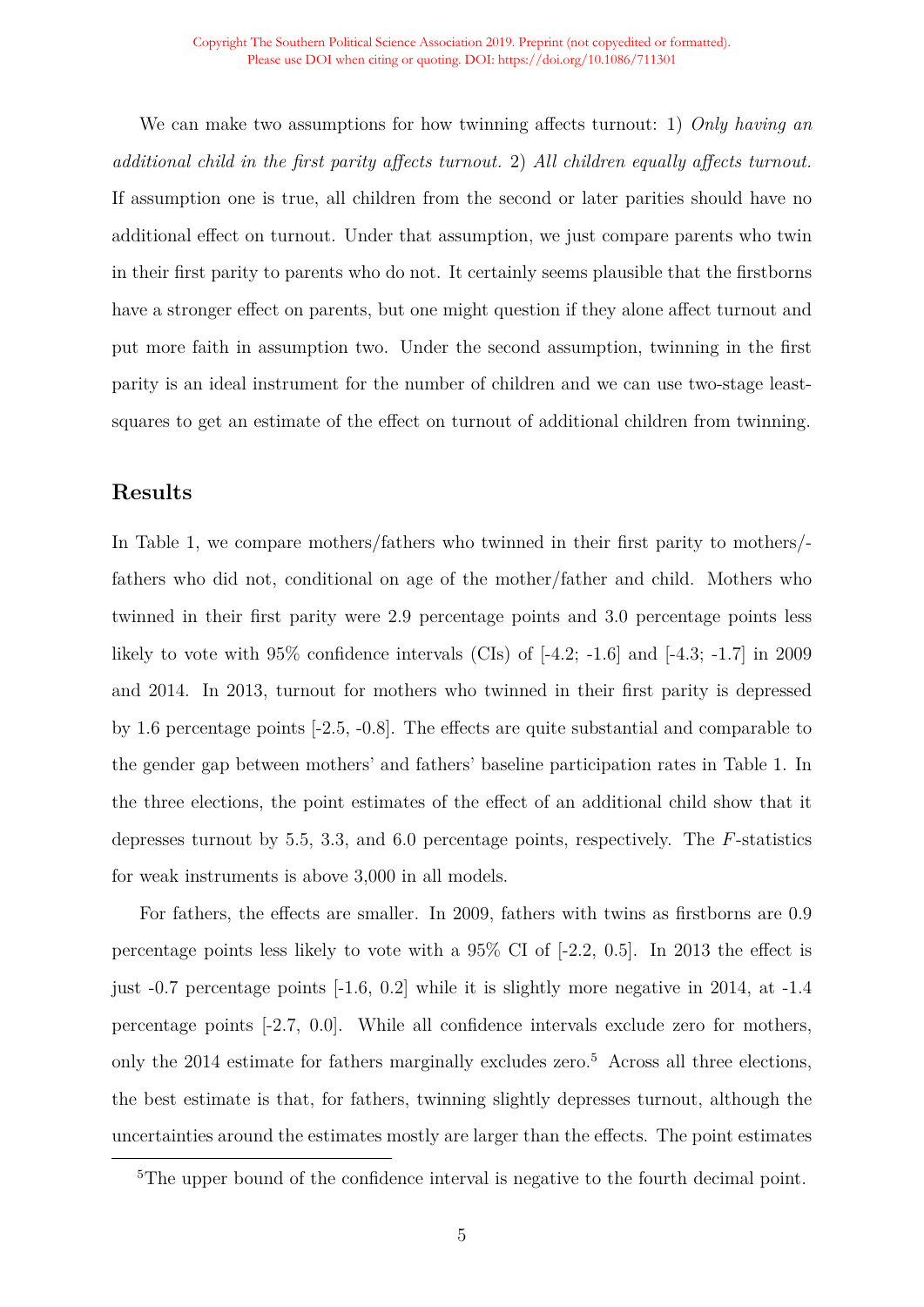We can make two assumptions for how twinning affects turnout: 1) *Only having an additional child in the first parity affects turnout.* 2) *All children equally affects turnout.* If assumption one is true, all children from the second or later parities should have no additional effect on turnout. Under that assumption, we just compare parents who twin in their first parity to parents who do not. It certainly seems plausible that the firstborns have a stronger effect on parents, but one might question if they alone affect turnout and put more faith in assumption two. Under the second assumption, twinning in the first parity is an ideal instrument for the number of children and we can use two-stage least-squares to get an estimate of the effect on turnout of additional children from twinning.

## Results

In Table 1, we compare mothers/fathers who twinned in their first parity to mothers/-fathers who did not, conditional on age of the mother/father and child. Mothers who twinned in their first parity were 2.9 percentage points and 3.0 percentage points less likely to vote with 95% confidence intervals (CIs) of [-4.2; -1.6] and [-4.3; -1.7] in 2009 and 2014. In 2013, turnout for mothers who twinned in their first parity is depressed by 1.6 percentage points [-2.5, -0.8]. The effects are quite substantial and comparable to the gender gap between mothers' and fathers' baseline participation rates in Table 1. In the three elections, the point estimates of the effect of an additional child show that it depresses turnout by 5.5, 3.3, and 6.0 percentage points, respectively. The $F$-statistics for weak instruments is above 3,000 in all models.

For fathers, the effects are smaller. In 2009, fathers with twins as firstborns are 0.9 percentage points less likely to vote with a 95% CI of [-2.2, 0.5]. In 2013 the effect is just -0.7 percentage points [-1.6, 0.2] while it is slightly more negative in 2014, at -1.4 percentage points [-2.7, 0.0]. While all confidence intervals exclude zero for mothers, only the 2014 estimate for fathers marginally excludes zero.[5] Across all three elections, the best estimate is that, for fathers, twinning slightly depresses turnout, although the uncertainties around the estimates mostly are larger than the effects. The point estimates

[5]The upper bound of the confidence interval is negative to the fourth decimal point.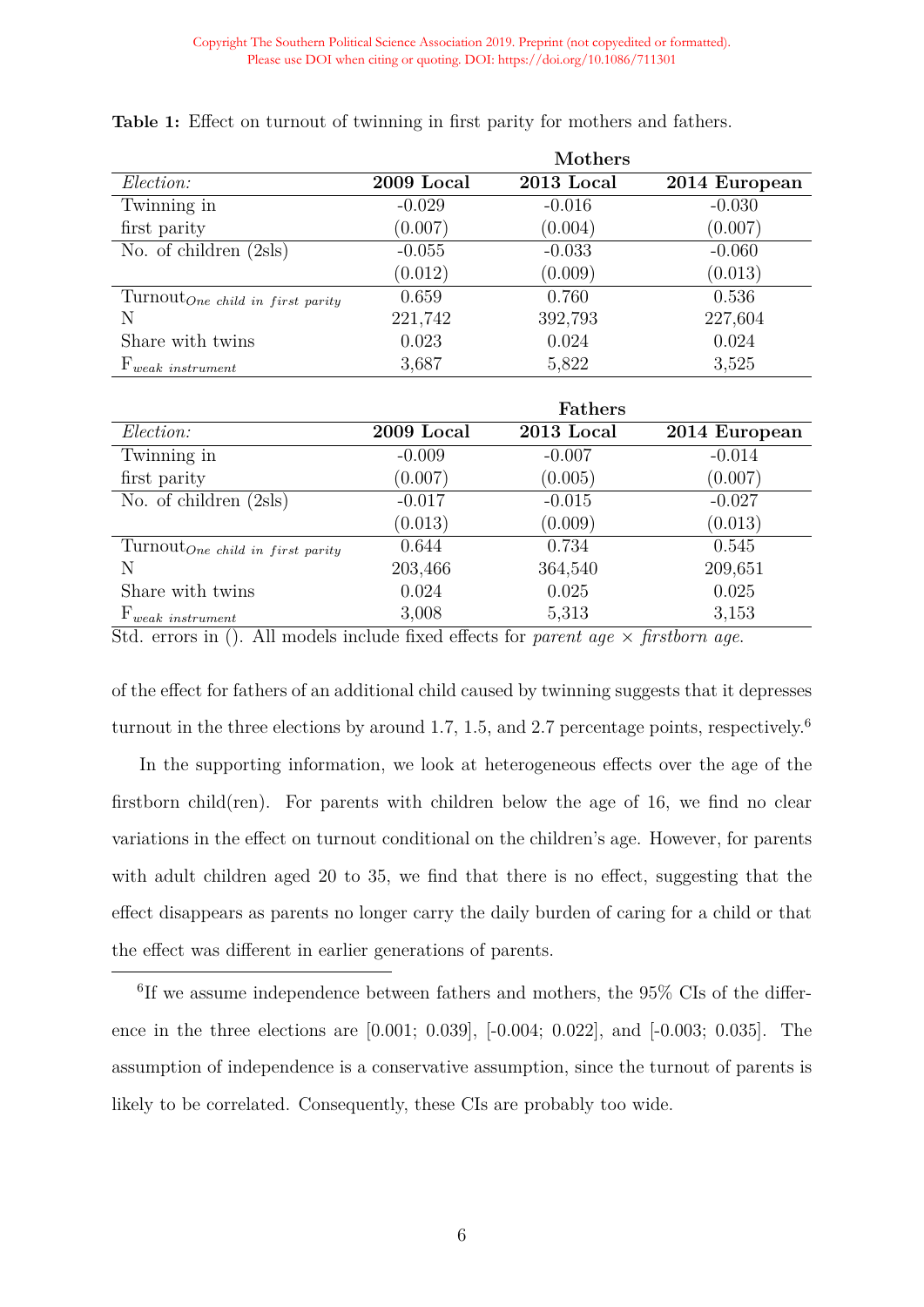**Table 1:** Effect on turnout of twinning in first parity for mothers and fathers.

| | Mothers | | |
|---|---|---|---|
| *Election:* | **2009 Local** | **2013 Local** | **2014 European** |
| Twinning in | -0.029 | -0.016 | -0.030 |
| first parity | (0.007) | (0.004) | (0.007) |
| No. of children (2sls) | -0.055 | -0.033 | -0.060 |
| | (0.012) | (0.009) | (0.013) |
| $\text{Turnout}_{\textit{One child in first parity}}$ | 0.659 | 0.760 | 0.536 |
| N | 221,742 | 392,793 | 227,604 |
| Share with twins | 0.023 | 0.024 | 0.024 |
| $\text{F}_{\textit{weak instrument}}$ | 3,687 | 5,822 | 3,525 |

| | Fathers | | |
|---|---|---|---|
| *Election:* | **2009 Local** | **2013 Local** | **2014 European** |
| Twinning in | -0.009 | -0.007 | -0.014 |
| first parity | (0.007) | (0.005) | (0.007) |
| No. of children (2sls) | -0.017 | -0.015 | -0.027 |
| | (0.013) | (0.009) | (0.013) |
| $\text{Turnout}_{\textit{One child in first parity}}$ | 0.644 | 0.734 | 0.545 |
| N | 203,466 | 364,540 | 209,651 |
| Share with twins | 0.024 | 0.025 | 0.025 |
| $\text{F}_{\textit{weak instrument}}$ | 3,008 | 5,313 | 3,153 |

Std. errors in (). All models include fixed effects for *parent age* × *firstborn age*.

of the effect for fathers of an additional child caused by twinning suggests that it depresses turnout in the three elections by around 1.7, 1.5, and 2.7 percentage points, respectively.[6]

In the supporting information, we look at heterogeneous effects over the age of the firstborn child(ren). For parents with children below the age of 16, we find no clear variations in the effect on turnout conditional on the children's age. However, for parents with adult children aged 20 to 35, we find that there is no effect, suggesting that the effect disappears as parents no longer carry the daily burden of caring for a child or that the effect was different in earlier generations of parents.

[6] If we assume independence between fathers and mothers, the 95% CIs of the difference in the three elections are [0.001; 0.039], [-0.004; 0.022], and [-0.003; 0.035]. The assumption of independence is a conservative assumption, since the turnout of parents is likely to be correlated. Consequently, these CIs are probably too wide.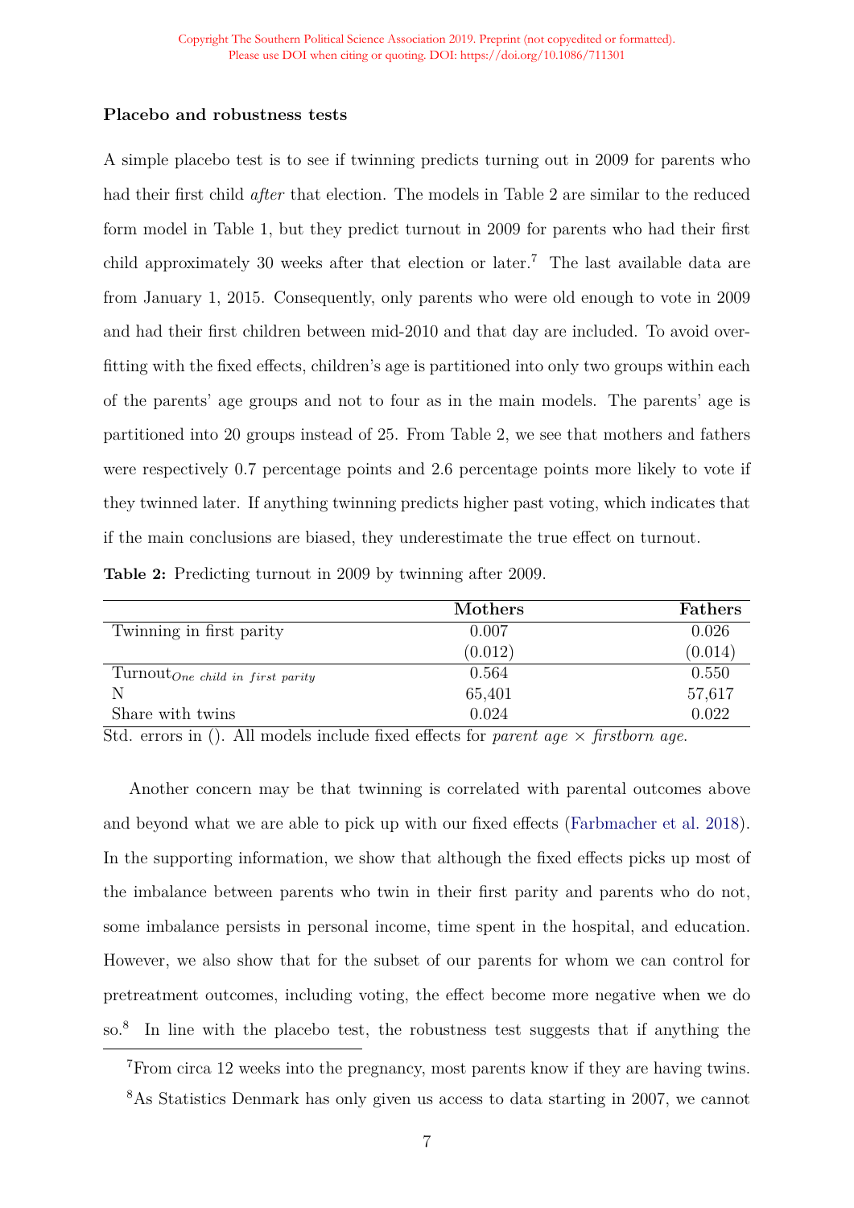### Placebo and robustness tests

A simple placebo test is to see if twinning predicts turning out in 2009 for parents who had their first child *after* that election. The models in Table 2 are similar to the reduced form model in Table 1, but they predict turnout in 2009 for parents who had their first child approximately 30 weeks after that election or later.[7] The last available data are from January 1, 2015. Consequently, only parents who were old enough to vote in 2009 and had their first children between mid-2010 and that day are included. To avoid overfitting with the fixed effects, children's age is partitioned into only two groups within each of the parents' age groups and not to four as in the main models. The parents' age is partitioned into 20 groups instead of 25. From Table 2, we see that mothers and fathers were respectively 0.7 percentage points and 2.6 percentage points more likely to vote if they twinned later. If anything twinning predicts higher past voting, which indicates that if the main conclusions are biased, they underestimate the true effect on turnout.

**Table 2:** Predicting turnout in 2009 by twinning after 2009.

| | **Mothers** | **Fathers** |
|---|---|---|
| Twinning in first parity | 0.007 | 0.026 |
| | (0.012) | (0.014) |
| $\text{Turnout}_{\textit{One child in first parity}}$ | 0.564 | 0.550 |
| N | 65,401 | 57,617 |
| Share with twins | 0.024 | 0.022 |

Std. errors in (). All models include fixed effects for *parent age* × *firstborn age.*

Another concern may be that twinning is correlated with parental outcomes above and beyond what we are able to pick up with our fixed effects (Farbmacher et al. 2018). In the supporting information, we show that although the fixed effects picks up most of the imbalance between parents who twin in their first parity and parents who do not, some imbalance persists in personal income, time spent in the hospital, and education. However, we also show that for the subset of our parents for whom we can control for pretreatment outcomes, including voting, the effect become more negative when we do so.[8] In line with the placebo test, the robustness test suggests that if anything the

[7] From circa 12 weeks into the pregnancy, most parents know if they are having twins.

[8] As Statistics Denmark has only given us access to data starting in 2007, we cannot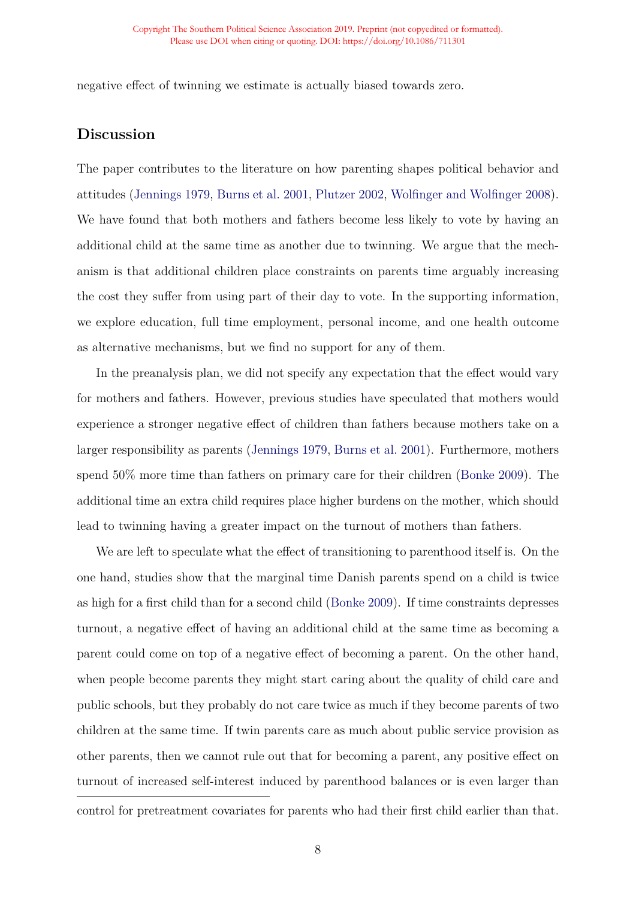negative effect of twinning we estimate is actually biased towards zero.

## Discussion

The paper contributes to the literature on how parenting shapes political behavior and attitudes (Jennings 1979, Burns et al. 2001, Plutzer 2002, Wolfinger and Wolfinger 2008). We have found that both mothers and fathers become less likely to vote by having an additional child at the same time as another due to twinning. We argue that the mechanism is that additional children place constraints on parents time arguably increasing the cost they suffer from using part of their day to vote. In the supporting information, we explore education, full time employment, personal income, and one health outcome as alternative mechanisms, but we find no support for any of them.

In the preanalysis plan, we did not specify any expectation that the effect would vary for mothers and fathers. However, previous studies have speculated that mothers would experience a stronger negative effect of children than fathers because mothers take on a larger responsibility as parents (Jennings 1979, Burns et al. 2001). Furthermore, mothers spend 50% more time than fathers on primary care for their children (Bonke 2009). The additional time an extra child requires place higher burdens on the mother, which should lead to twinning having a greater impact on the turnout of mothers than fathers.

We are left to speculate what the effect of transitioning to parenthood itself is. On the one hand, studies show that the marginal time Danish parents spend on a child is twice as high for a first child than for a second child (Bonke 2009). If time constraints depresses turnout, a negative effect of having an additional child at the same time as becoming a parent could come on top of a negative effect of becoming a parent. On the other hand, when people become parents they might start caring about the quality of child care and public schools, but they probably do not care twice as much if they become parents of two children at the same time. If twin parents care as much about public service provision as other parents, then we cannot rule out that for becoming a parent, any positive effect on turnout of increased self-interest induced by parenthood balances or is even larger than

control for pretreatment covariates for parents who had their first child earlier than that.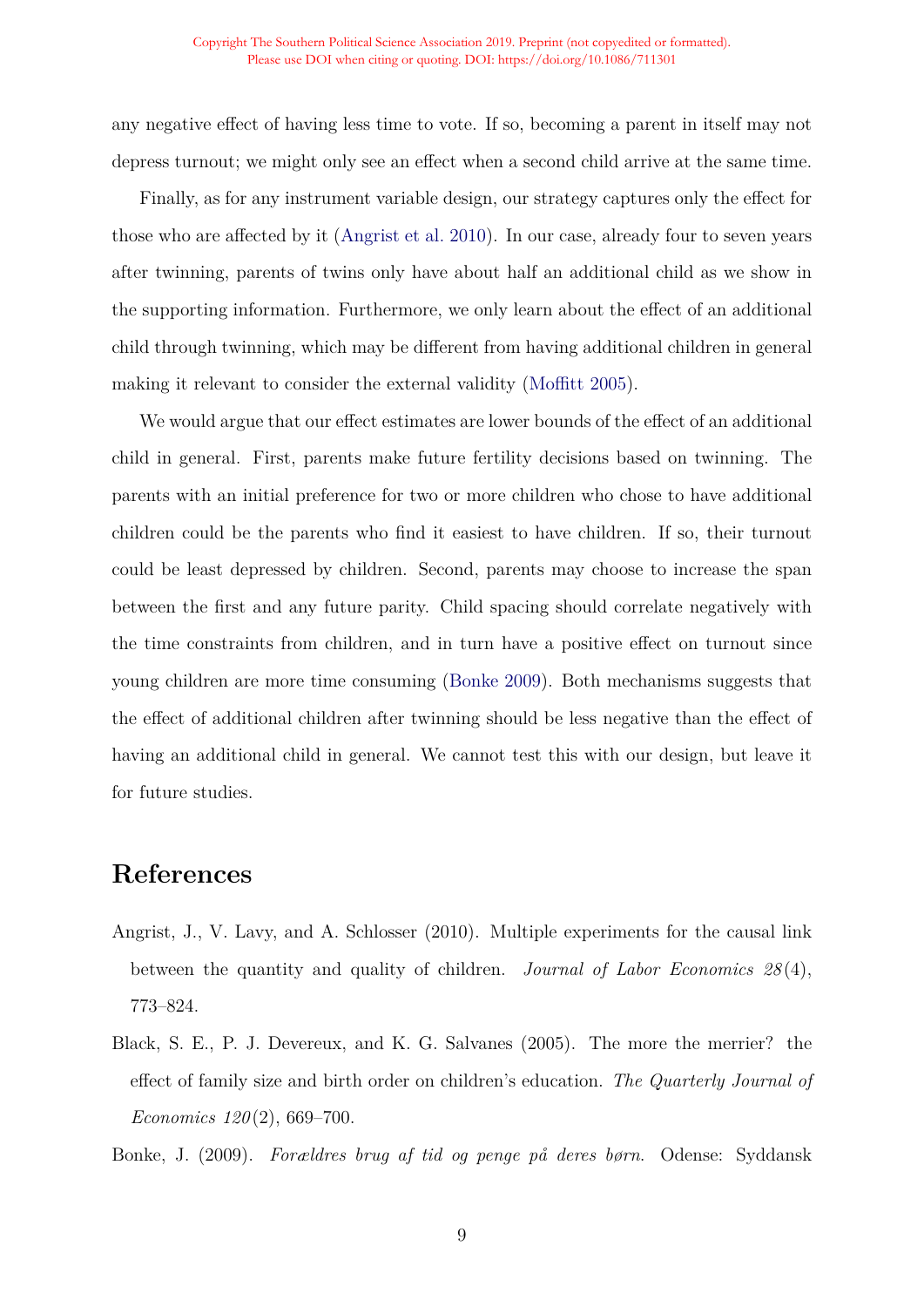any negative effect of having less time to vote. If so, becoming a parent in itself may not depress turnout; we might only see an effect when a second child arrive at the same time.

Finally, as for any instrument variable design, our strategy captures only the effect for those who are affected by it (Angrist et al. 2010). In our case, already four to seven years after twinning, parents of twins only have about half an additional child as we show in the supporting information. Furthermore, we only learn about the effect of an additional child through twinning, which may be different from having additional children in general making it relevant to consider the external validity (Moffitt 2005).

We would argue that our effect estimates are lower bounds of the effect of an additional child in general. First, parents make future fertility decisions based on twinning. The parents with an initial preference for two or more children who chose to have additional children could be the parents who find it easiest to have children. If so, their turnout could be least depressed by children. Second, parents may choose to increase the span between the first and any future parity. Child spacing should correlate negatively with the time constraints from children, and in turn have a positive effect on turnout since young children are more time consuming (Bonke 2009). Both mechanisms suggests that the effect of additional children after twinning should be less negative than the effect of having an additional child in general. We cannot test this with our design, but leave it for future studies.

# References

Angrist, J., V. Lavy, and A. Schlosser (2010). Multiple experiments for the causal link between the quantity and quality of children. *Journal of Labor Economics 28*(4), 773–824.

Black, S. E., P. J. Devereux, and K. G. Salvanes (2005). The more the merrier? the effect of family size and birth order on children's education. *The Quarterly Journal of Economics 120*(2), 669–700.

Bonke, J. (2009). *Forældres brug af tid og penge på deres børn.* Odense: Syddansk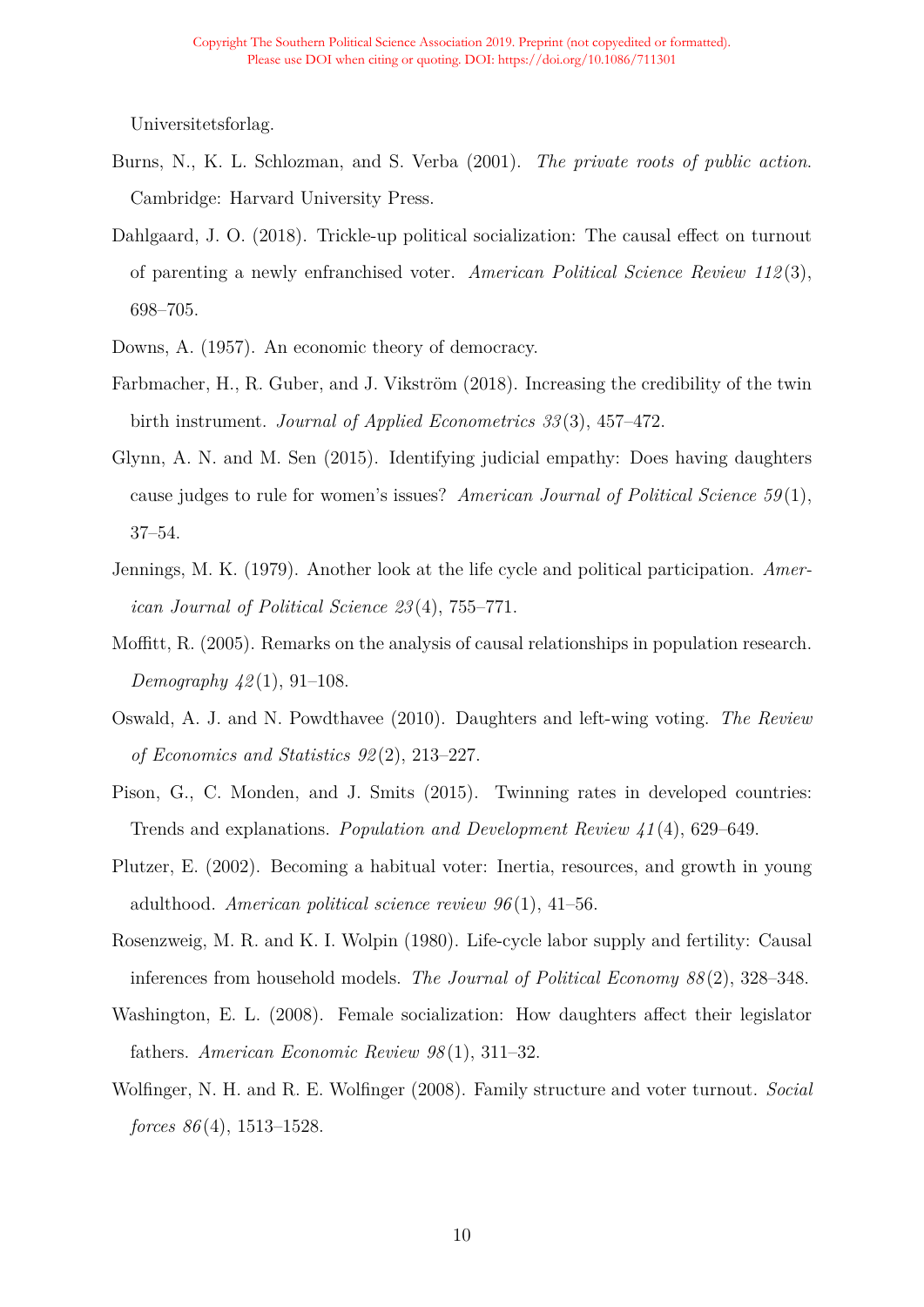Universitetsforlag.

Burns, N., K. L. Schlozman, and S. Verba (2001). *The private roots of public action*. Cambridge: Harvard University Press.

Dahlgaard, J. O. (2018). Trickle-up political socialization: The causal effect on turnout of parenting a newly enfranchised voter. *American Political Science Review 112*(3), 698–705.

Downs, A. (1957). An economic theory of democracy.

Farbmacher, H., R. Guber, and J. Vikström (2018). Increasing the credibility of the twin birth instrument. *Journal of Applied Econometrics 33*(3), 457–472.

Glynn, A. N. and M. Sen (2015). Identifying judicial empathy: Does having daughters cause judges to rule for women's issues? *American Journal of Political Science 59*(1), 37–54.

Jennings, M. K. (1979). Another look at the life cycle and political participation. *American Journal of Political Science 23*(4), 755–771.

Moffitt, R. (2005). Remarks on the analysis of causal relationships in population research. *Demography 42*(1), 91–108.

Oswald, A. J. and N. Powdthavee (2010). Daughters and left-wing voting. *The Review of Economics and Statistics 92*(2), 213–227.

Pison, G., C. Monden, and J. Smits (2015). Twinning rates in developed countries: Trends and explanations. *Population and Development Review 41*(4), 629–649.

Plutzer, E. (2002). Becoming a habitual voter: Inertia, resources, and growth in young adulthood. *American political science review 96*(1), 41–56.

Rosenzweig, M. R. and K. I. Wolpin (1980). Life-cycle labor supply and fertility: Causal inferences from household models. *The Journal of Political Economy 88*(2), 328–348.

Washington, E. L. (2008). Female socialization: How daughters affect their legislator fathers. *American Economic Review 98*(1), 311–32.

Wolfinger, N. H. and R. E. Wolfinger (2008). Family structure and voter turnout. *Social forces 86*(4), 1513–1528.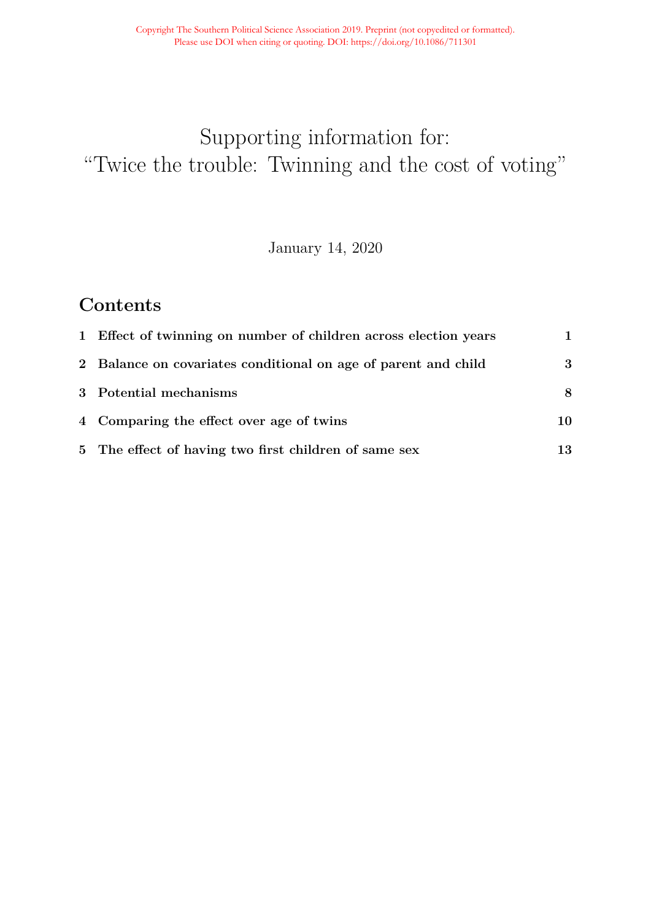# Supporting information for: "Twice the trouble: Twinning and the cost of voting"

January 14, 2020

## Contents

| | | |
|---|---|---|
| **1** | **Effect of twinning on number of children across election years** | **1** |
| **2** | **Balance on covariates conditional on age of parent and child** | **3** |
| **3** | **Potential mechanisms** | **8** |
| **4** | **Comparing the effect over age of twins** | **10** |
| **5** | **The effect of having two first children of same sex** | **13** |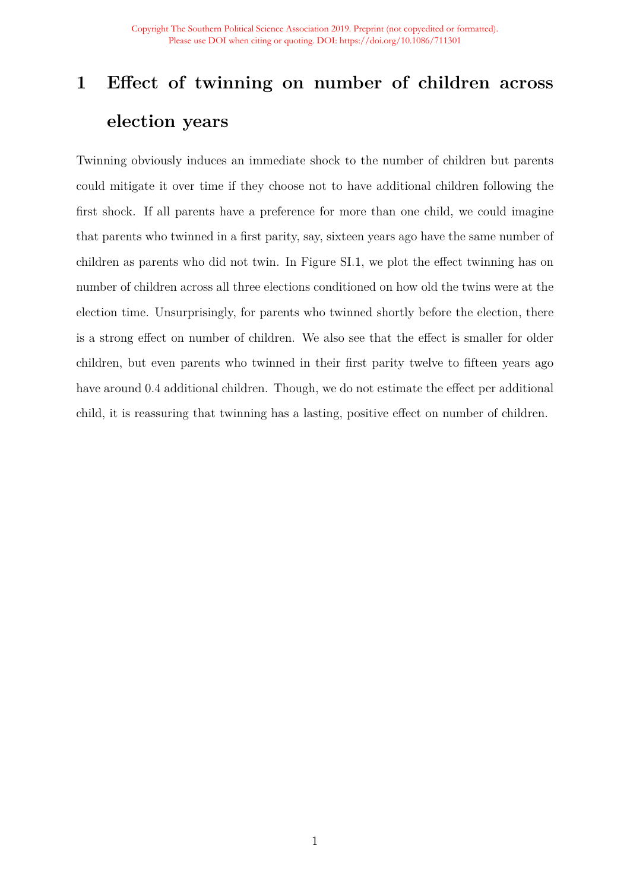# 1 Effect of twinning on number of children across election years

Twinning obviously induces an immediate shock to the number of children but parents could mitigate it over time if they choose not to have additional children following the first shock. If all parents have a preference for more than one child, we could imagine that parents who twinned in a first parity, say, sixteen years ago have the same number of children as parents who did not twin. In Figure SI.1, we plot the effect twinning has on number of children across all three elections conditioned on how old the twins were at the election time. Unsurprisingly, for parents who twinned shortly before the election, there is a strong effect on number of children. We also see that the effect is smaller for older children, but even parents who twinned in their first parity twelve to fifteen years ago have around 0.4 additional children. Though, we do not estimate the effect per additional child, it is reassuring that twinning has a lasting, positive effect on number of children.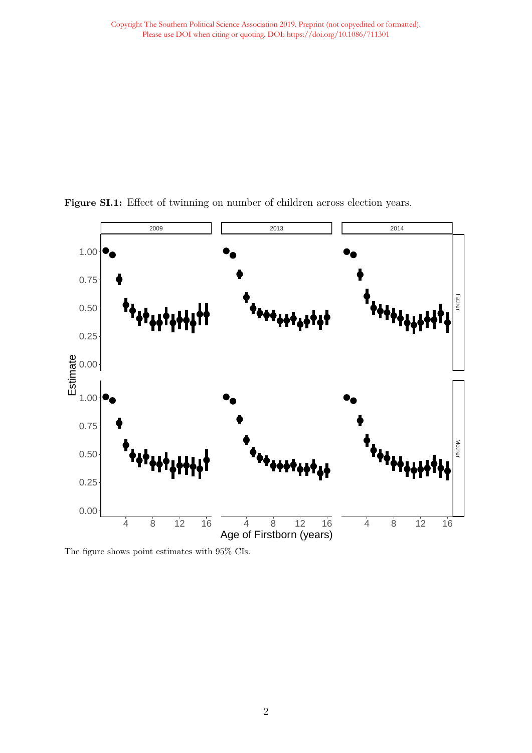**Figure SI.1:** Effect of twinning on number of children across election years.

The figure shows point estimates with 95% CIs.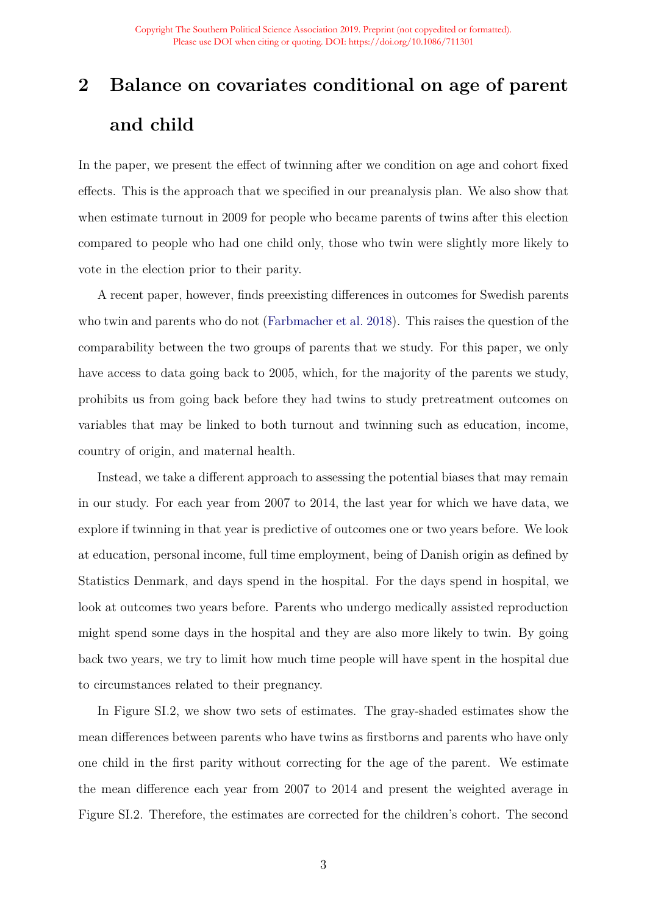# 2 Balance on covariates conditional on age of parent and child

In the paper, we present the effect of twinning after we condition on age and cohort fixed effects. This is the approach that we specified in our preanalysis plan. We also show that when estimate turnout in 2009 for people who became parents of twins after this election compared to people who had one child only, those who twin were slightly more likely to vote in the election prior to their parity.

A recent paper, however, finds preexisting differences in outcomes for Swedish parents who twin and parents who do not (Farbmacher et al. 2018). This raises the question of the comparability between the two groups of parents that we study. For this paper, we only have access to data going back to 2005, which, for the majority of the parents we study, prohibits us from going back before they had twins to study pretreatment outcomes on variables that may be linked to both turnout and twinning such as education, income, country of origin, and maternal health.

Instead, we take a different approach to assessing the potential biases that may remain in our study. For each year from 2007 to 2014, the last year for which we have data, we explore if twinning in that year is predictive of outcomes one or two years before. We look at education, personal income, full time employment, being of Danish origin as defined by Statistics Denmark, and days spend in the hospital. For the days spend in hospital, we look at outcomes two years before. Parents who undergo medically assisted reproduction might spend some days in the hospital and they are also more likely to twin. By going back two years, we try to limit how much time people will have spent in the hospital due to circumstances related to their pregnancy.

In Figure SI.2, we show two sets of estimates. The gray-shaded estimates show the mean differences between parents who have twins as firstborns and parents who have only one child in the first parity without correcting for the age of the parent. We estimate the mean difference each year from 2007 to 2014 and present the weighted average in Figure SI.2. Therefore, the estimates are corrected for the children's cohort. The second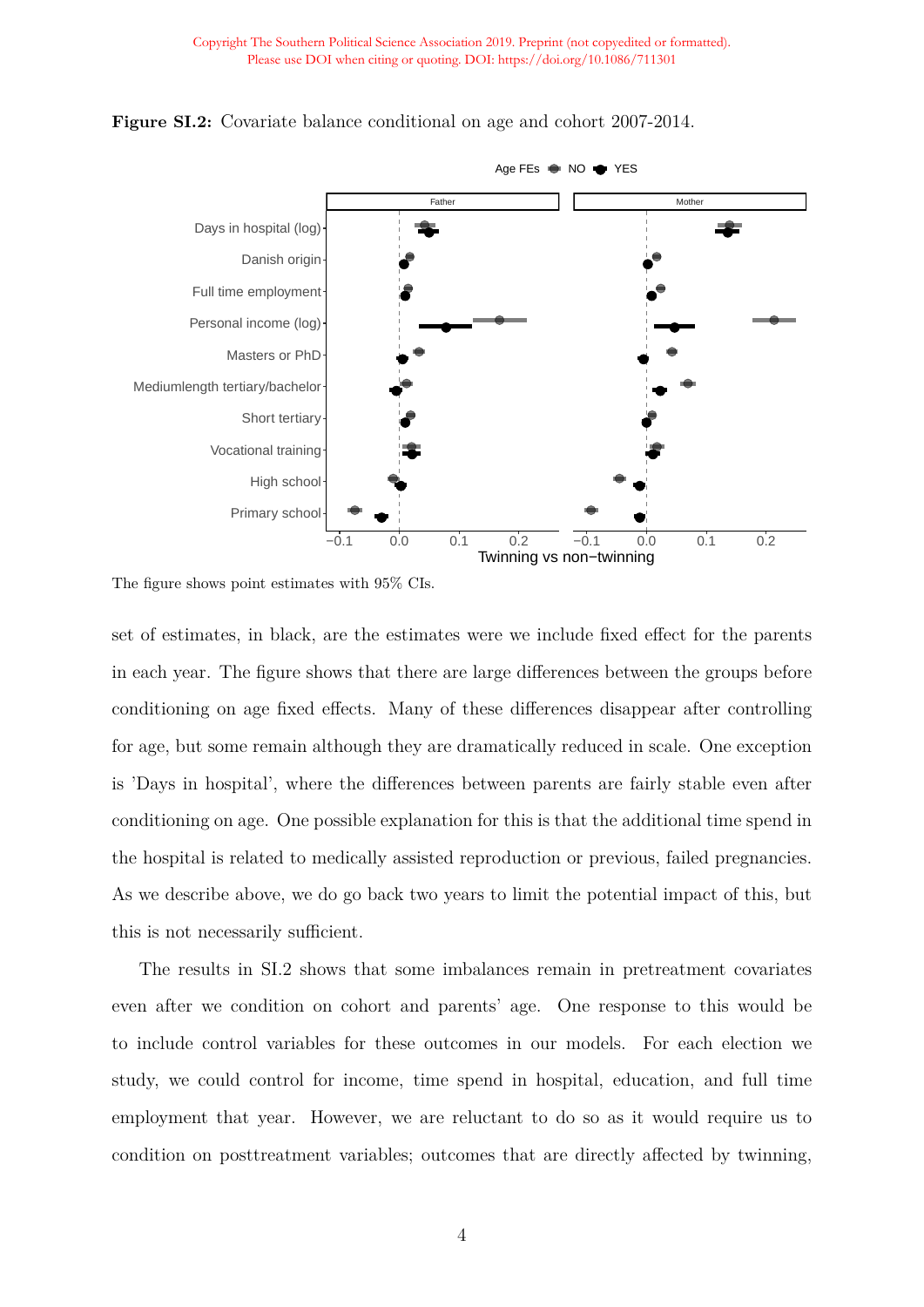**Figure SI.2:** Covariate balance conditional on age and cohort 2007-2014.

The figure shows point estimates with 95% CIs.

set of estimates, in black, are the estimates were we include fixed effect for the parents in each year. The figure shows that there are large differences between the groups before conditioning on age fixed effects. Many of these differences disappear after controlling for age, but some remain although they are dramatically reduced in scale. One exception is 'Days in hospital', where the differences between parents are fairly stable even after conditioning on age. One possible explanation for this is that the additional time spend in the hospital is related to medically assisted reproduction or previous, failed pregnancies. As we describe above, we do go back two years to limit the potential impact of this, but this is not necessarily sufficient.

The results in SI.2 shows that some imbalances remain in pretreatment covariates even after we condition on cohort and parents' age. One response to this would be to include control variables for these outcomes in our models. For each election we study, we could control for income, time spend in hospital, education, and full time employment that year. However, we are reluctant to do so as it would require us to condition on posttreatment variables; outcomes that are directly affected by twinning,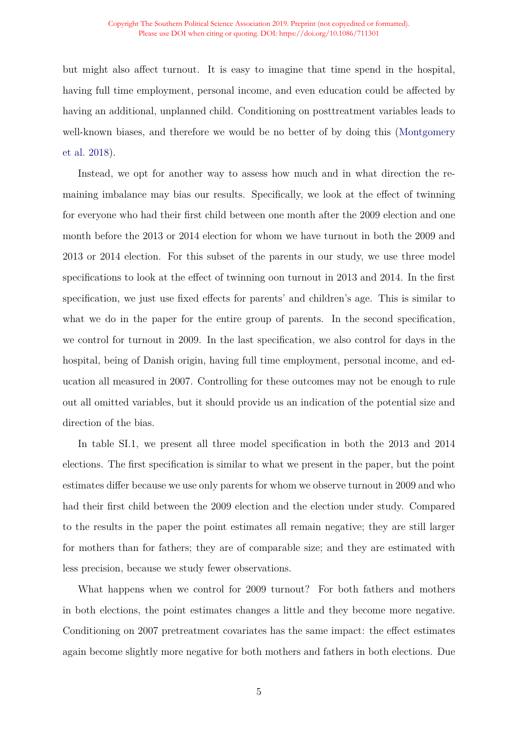but might also affect turnout. It is easy to imagine that time spend in the hospital, having full time employment, personal income, and even education could be affected by having an additional, unplanned child. Conditioning on posttreatment variables leads to well-known biases, and therefore we would be no better of by doing this (Montgomery et al. 2018).

Instead, we opt for another way to assess how much and in what direction the remaining imbalance may bias our results. Specifically, we look at the effect of twinning for everyone who had their first child between one month after the 2009 election and one month before the 2013 or 2014 election for whom we have turnout in both the 2009 and 2013 or 2014 election. For this subset of the parents in our study, we use three model specifications to look at the effect of twinning oon turnout in 2013 and 2014. In the first specification, we just use fixed effects for parents' and children's age. This is similar to what we do in the paper for the entire group of parents. In the second specification, we control for turnout in 2009. In the last specification, we also control for days in the hospital, being of Danish origin, having full time employment, personal income, and education all measured in 2007. Controlling for these outcomes may not be enough to rule out all omitted variables, but it should provide us an indication of the potential size and direction of the bias.

In table SI.1, we present all three model specification in both the 2013 and 2014 elections. The first specification is similar to what we present in the paper, but the point estimates differ because we use only parents for whom we observe turnout in 2009 and who had their first child between the 2009 election and the election under study. Compared to the results in the paper the point estimates all remain negative; they are still larger for mothers than for fathers; they are of comparable size; and they are estimated with less precision, because we study fewer observations.

What happens when we control for 2009 turnout? For both fathers and mothers in both elections, the point estimates changes a little and they become more negative. Conditioning on 2007 pretreatment covariates has the same impact: the effect estimates again become slightly more negative for both mothers and fathers in both elections. Due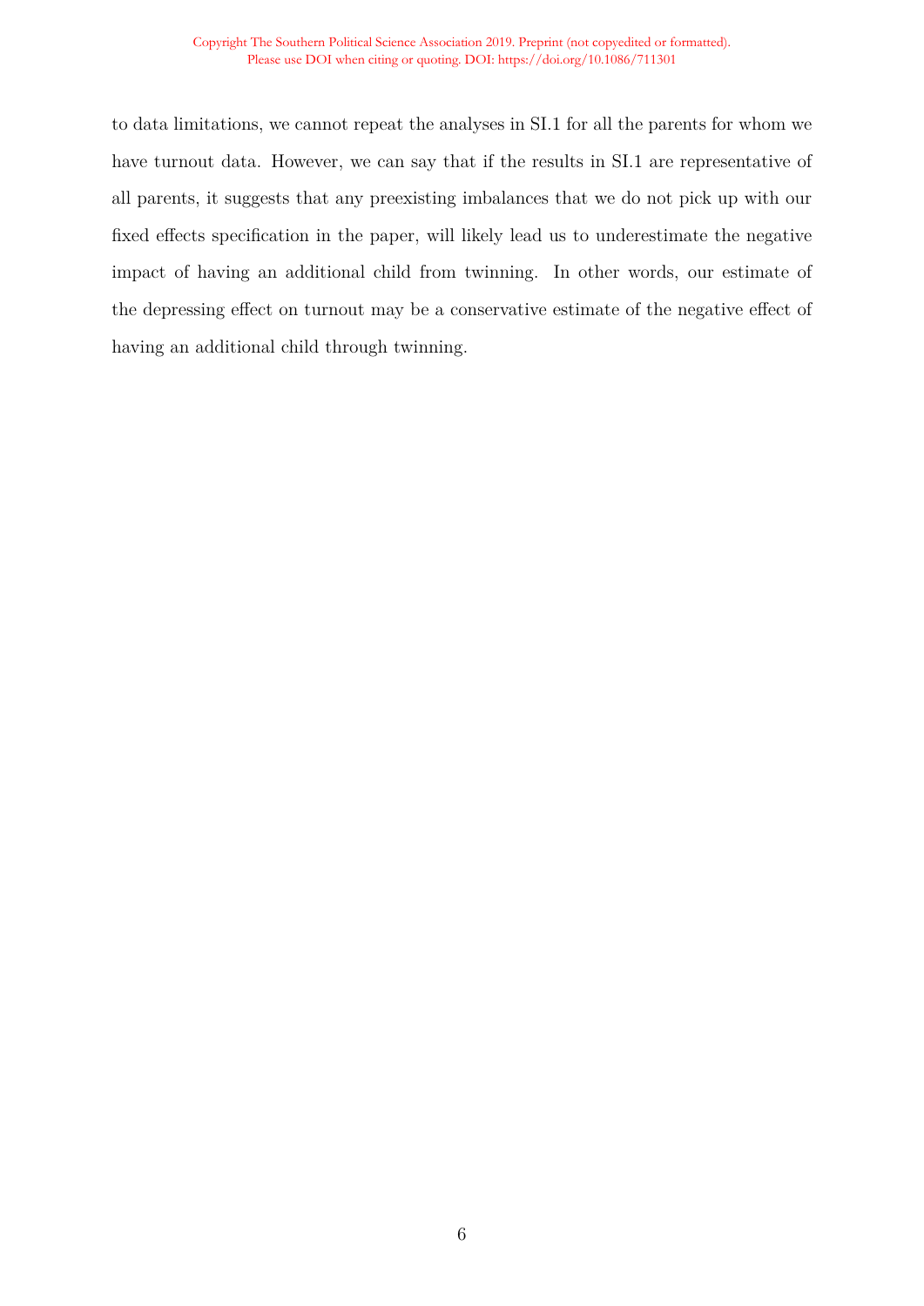to data limitations, we cannot repeat the analyses in SI.1 for all the parents for whom we have turnout data. However, we can say that if the results in SI.1 are representative of all parents, it suggests that any preexisting imbalances that we do not pick up with our fixed effects specification in the paper, will likely lead us to underestimate the negative impact of having an additional child from twinning. In other words, our estimate of the depressing effect on turnout may be a conservative estimate of the negative effect of having an additional child through twinning.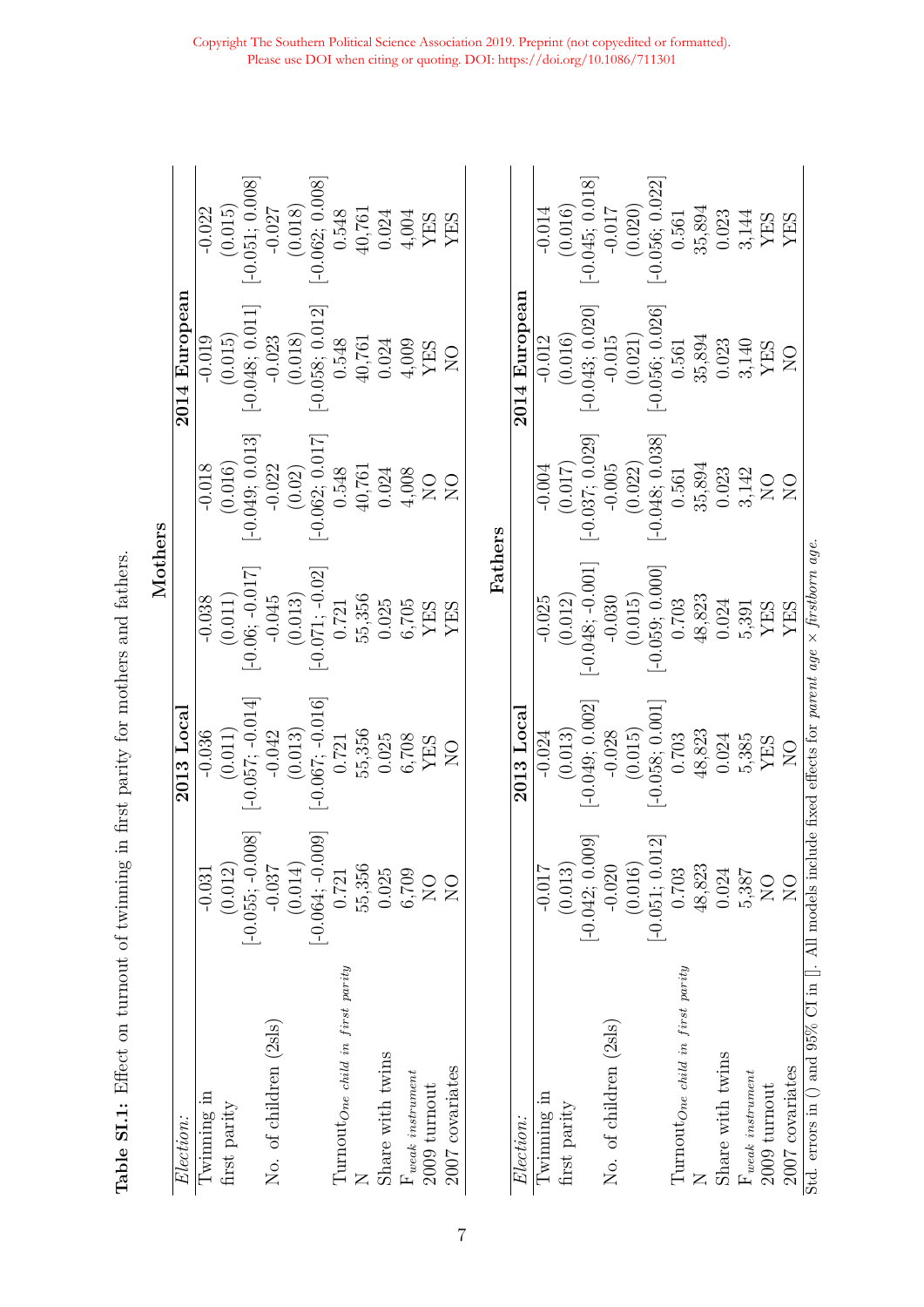**Table SI.1:** Effect on turnout of twinning in first parity for mothers and fathers.

**Mothers**

| *Election:* | 2013 Local | | | 2014 European | | |
|---|---|---|---|---|---|---|
| Twinning in first parity | -0.031 | -0.036 | -0.038 | -0.018 | -0.019 | -0.022 |
| | (0.012) | (0.011) | (0.011) | (0.016) | (0.015) | (0.015) |
| | [-0.055; -0.008] | [-0.057; -0.014] | [-0.06; -0.017] | [-0.049; 0.013] | [-0.048; 0.011] | [-0.051; 0.008] |
| No. of children (2sls) | -0.037 | -0.042 | -0.045 | -0.022 | -0.023 | -0.027 |
| | (0.014) | (0.013) | (0.013) | (0.02) | (0.018) | (0.018) |
| | [-0.064; -0.009] | [-0.067; -0.016] | [-0.071; -0.02] | [-0.062; 0.017] | [-0.058; 0.012] | [-0.062; 0.008] |
| $\text{Turnout}_{\textit{One child in first parity}}$ | 0.721 | 0.721 | 0.721 | 0.548 | 0.548 | 0.548 |
| N | 55,356 | 55,356 | 55,356 | 40,761 | 40,761 | 40,761 |
| Share with twins | 0.025 | 0.025 | 0.025 | 0.024 | 0.024 | 0.024 |
| $F_{\textit{weak instrument}}$ | 6,709 | 6,708 | 6,705 | 4,008 | 4,009 | 4,004 |
| 2009 turnout | NO | YES | YES | NO | YES | YES |
| 2007 covariates | NO | NO | YES | NO | NO | YES |

**Fathers**

| *Election:* | 2013 Local | | | 2014 European | | |
|---|---|---|---|---|---|---|
| Twinning in first parity | -0.017 | -0.024 | -0.025 | -0.004 | -0.012 | -0.014 |
| | (0.013) | (0.013) | (0.012) | (0.017) | (0.016) | (0.016) |
| | [-0.042; 0.009] | [-0.049; 0.002] | [-0.048; -0.001] | [-0.037; 0.029] | [-0.043; 0.020] | [-0.045; 0.018] |
| No. of children (2sls) | -0.020 | -0.028 | -0.030 | -0.005 | -0.015 | -0.017 |
| | (0.016) | (0.015) | (0.015) | (0.022) | (0.021) | (0.020) |
| | [-0.051; 0.012] | [-0.058; 0.001] | [-0.059; 0.000] | [-0.048; 0.038] | [-0.056; 0.026] | [-0.056; 0.022] |
| $\text{Turnout}_{\textit{One child in first parity}}$ | 0.703 | 0.703 | 0.703 | 0.561 | 0.561 | 0.561 |
| N | 48,823 | 48,823 | 48,823 | 35,894 | 35,894 | 35,894 |
| Share with twins | 0.024 | 0.024 | 0.024 | 0.023 | 0.023 | 0.023 |
| $F_{\textit{weak instrument}}$ | 5,387 | 5,385 | 5,391 | 3,142 | 3,140 | 3,144 |
| 2009 turnout | NO | YES | YES | NO | YES | YES |
| 2007 covariates | NO | NO | YES | NO | NO | YES |

Std. errors in () and 95% CI in []. All models include fixed effects for *parent age* × *firstborn age*.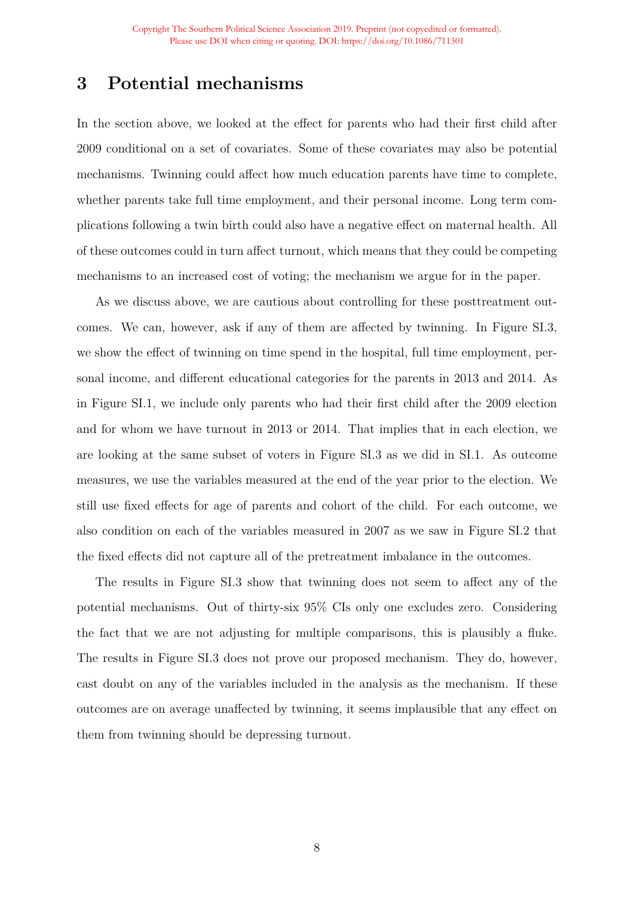## 3 Potential mechanisms

In the section above, we looked at the effect for parents who had their first child after 2009 conditional on a set of covariates. Some of these covariates may also be potential mechanisms. Twinning could affect how much education parents have time to complete, whether parents take full time employment, and their personal income. Long term complications following a twin birth could also have a negative effect on maternal health. All of these outcomes could in turn affect turnout, which means that they could be competing mechanisms to an increased cost of voting; the mechanism we argue for in the paper.

As we discuss above, we are cautious about controlling for these posttreatment outcomes. We can, however, ask if any of them are affected by twinning. In Figure SI.3, we show the effect of twinning on time spend in the hospital, full time employment, personal income, and different educational categories for the parents in 2013 and 2014. As in Figure SI.1, we include only parents who had their first child after the 2009 election and for whom we have turnout in 2013 or 2014. That implies that in each election, we are looking at the same subset of voters in Figure SI.3 as we did in SI.1. As outcome measures, we use the variables measured at the end of the year prior to the election. We still use fixed effects for age of parents and cohort of the child. For each outcome, we also condition on each of the variables measured in 2007 as we saw in Figure SI.2 that the fixed effects did not capture all of the pretreatment imbalance in the outcomes.

The results in Figure SI.3 show that twinning does not seem to affect any of the potential mechanisms. Out of thirty-six 95% CIs only one excludes zero. Considering the fact that we are not adjusting for multiple comparisons, this is plausibly a fluke. The results in Figure SI.3 does not prove our proposed mechanism. They do, however, cast doubt on any of the variables included in the analysis as the mechanism. If these outcomes are on average unaffected by twinning, it seems implausible that any effect on them from twinning should be depressing turnout.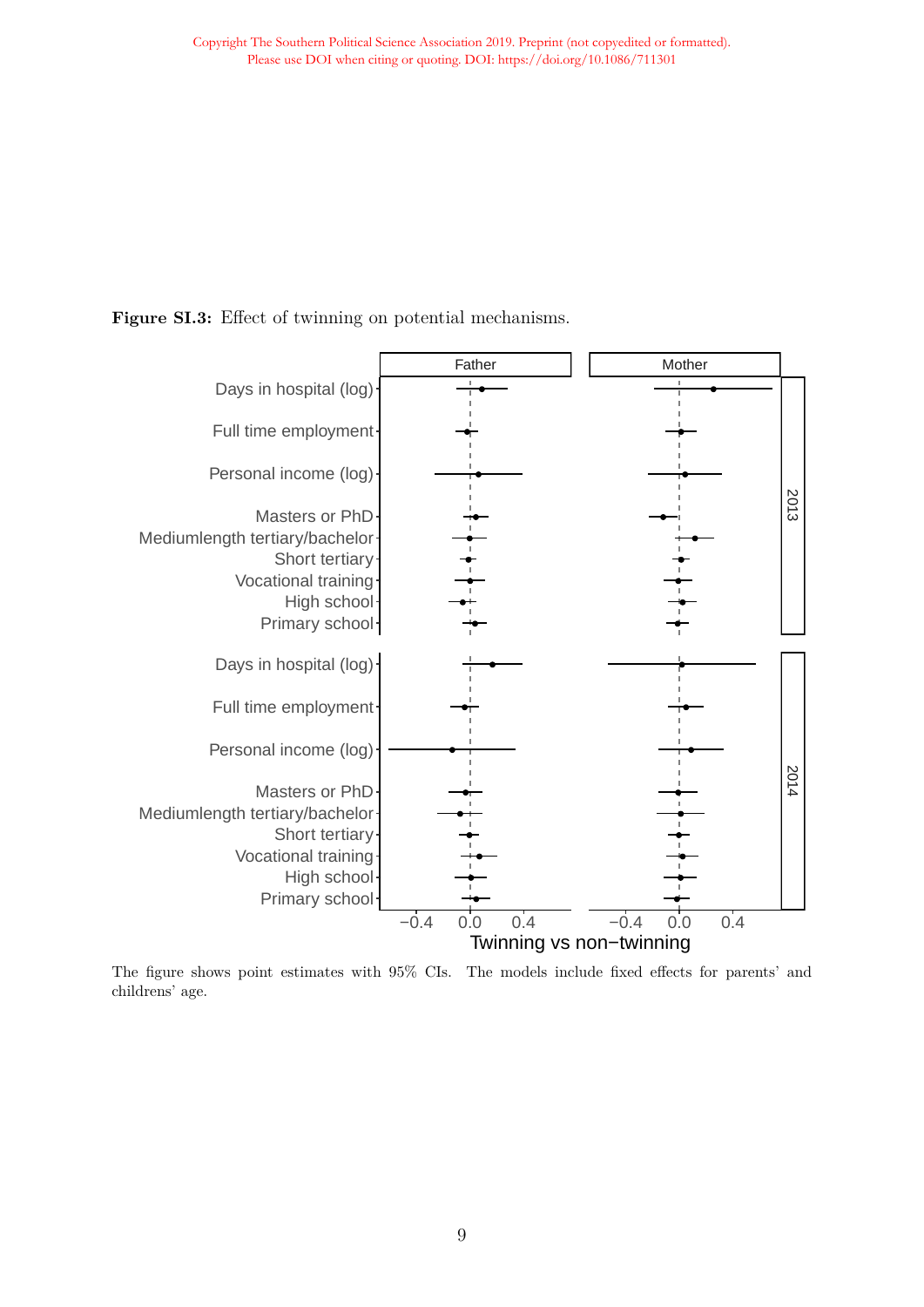**Figure SI.3:** Effect of twinning on potential mechanisms.

The figure shows point estimates with 95% CIs. The models include fixed effects for parents' and childrens' age.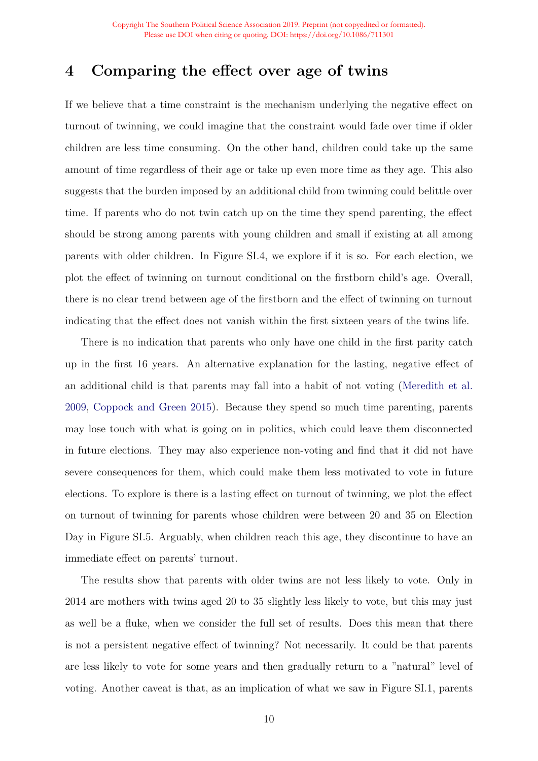## 4 Comparing the effect over age of twins

If we believe that a time constraint is the mechanism underlying the negative effect on turnout of twinning, we could imagine that the constraint would fade over time if older children are less time consuming. On the other hand, children could take up the same amount of time regardless of their age or take up even more time as they age. This also suggests that the burden imposed by an additional child from twinning could belittle over time. If parents who do not twin catch up on the time they spend parenting, the effect should be strong among parents with young children and small if existing at all among parents with older children. In Figure SI.4, we explore if it is so. For each election, we plot the effect of twinning on turnout conditional on the firstborn child's age. Overall, there is no clear trend between age of the firstborn and the effect of twinning on turnout indicating that the effect does not vanish within the first sixteen years of the twins life.

There is no indication that parents who only have one child in the first parity catch up in the first 16 years. An alternative explanation for the lasting, negative effect of an additional child is that parents may fall into a habit of not voting (Meredith et al. 2009, Coppock and Green 2015). Because they spend so much time parenting, parents may lose touch with what is going on in politics, which could leave them disconnected in future elections. They may also experience non-voting and find that it did not have severe consequences for them, which could make them less motivated to vote in future elections. To explore is there is a lasting effect on turnout of twinning, we plot the effect on turnout of twinning for parents whose children were between 20 and 35 on Election Day in Figure SI.5. Arguably, when children reach this age, they discontinue to have an immediate effect on parents' turnout.

The results show that parents with older twins are not less likely to vote. Only in 2014 are mothers with twins aged 20 to 35 slightly less likely to vote, but this may just as well be a fluke, when we consider the full set of results. Does this mean that there is not a persistent negative effect of twinning? Not necessarily. It could be that parents are less likely to vote for some years and then gradually return to a "natural" level of voting. Another caveat is that, as an implication of what we saw in Figure SI.1, parents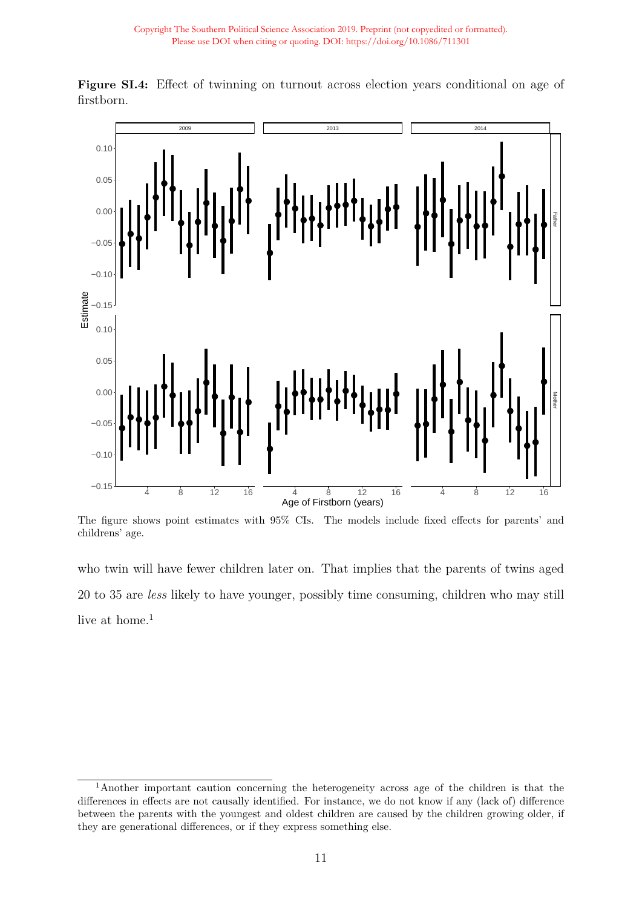Copyright The Southern Political Science Association 2019. Preprint (not copyedited or formatted).
Please use DOI when citing or quoting. DOI: https://doi.org/10.1086/711301

**Figure SI.4:** Effect of twinning on turnout across election years conditional on age of firstborn.

The figure shows point estimates with 95% CIs. The models include fixed effects for parents' and childrens' age.

who twin will have fewer children later on. That implies that the parents of twins aged 20 to 35 are *less* likely to have younger, possibly time consuming, children who may still live at home.[1]

[1]Another important caution concerning the heterogeneity across age of the children is that the differences in effects are not causally identified. For instance, we do not know if any (lack of) difference between the parents with the youngest and oldest children are caused by the children growing older, if they are generational differences, or if they express something else.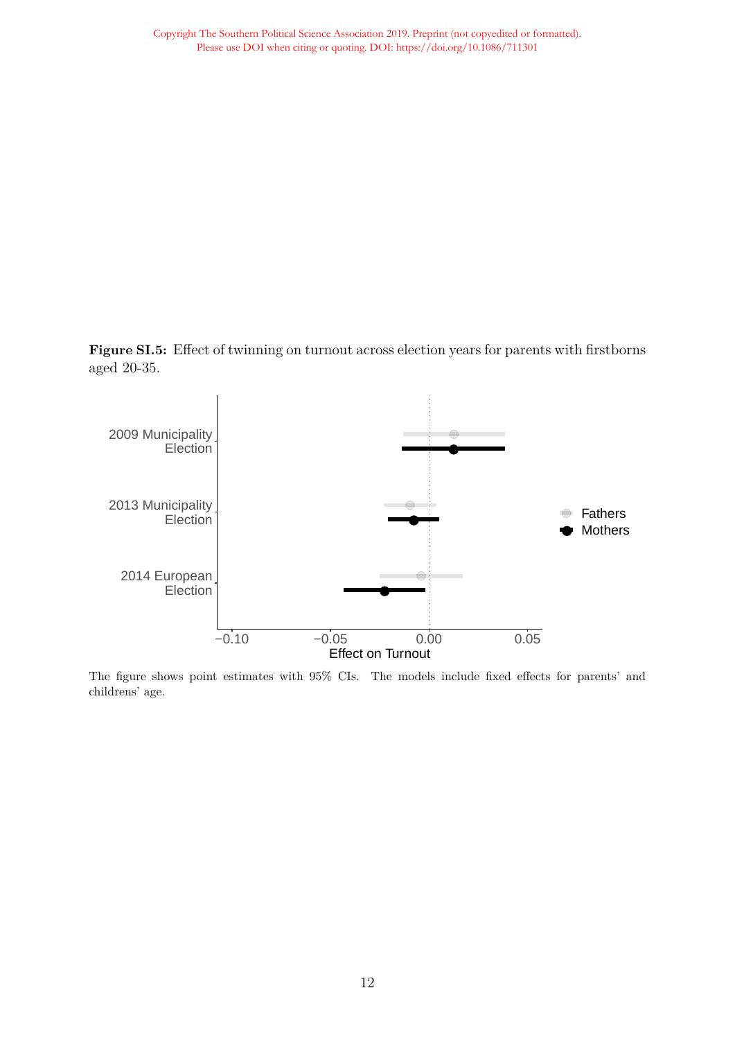**Figure SI.5:** Effect of twinning on turnout across election years for parents with firstborns aged 20-35.

The figure shows point estimates with 95% CIs. The models include fixed effects for parents' and childrens' age.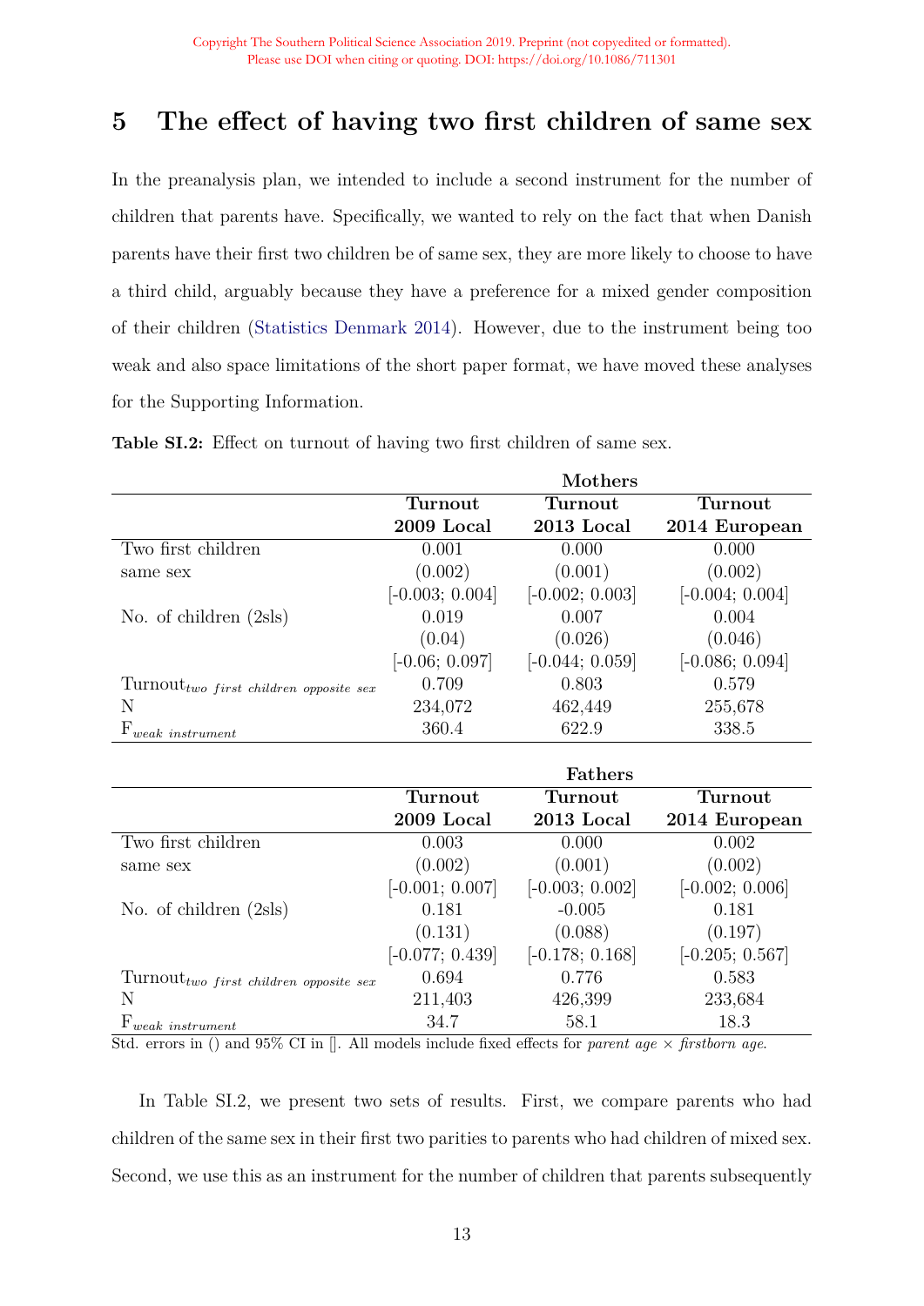# 5 The effect of having two first children of same sex

In the preanalysis plan, we intended to include a second instrument for the number of children that parents have. Specifically, we wanted to rely on the fact that when Danish parents have their first two children be of same sex, they are more likely to choose to have a third child, arguably because they have a preference for a mixed gender composition of their children (Statistics Denmark 2014). However, due to the instrument being too weak and also space limitations of the short paper format, we have moved these analyses for the Supporting Information.

**Table SI.2:** Effect on turnout of having two first children of same sex.

| | Mothers | | |
|---|---|---|---|
| | **Turnout 2009 Local** | **Turnout 2013 Local** | **Turnout 2014 European** |
| Two first children same sex | 0.001 | 0.000 | 0.000 |
| | (0.002) | (0.001) | (0.002) |
| | [-0.003; 0.004] | [-0.002; 0.003] | [-0.004; 0.004] |
| No. of children (2sls) | 0.019 | 0.007 | 0.004 |
| | (0.04) | (0.026) | (0.046) |
| | [-0.06; 0.097] | [-0.044; 0.059] | [-0.086; 0.094] |
| $\text{Turnout}_{two\ first\ children\ opposite\ sex}$ | 0.709 | 0.803 | 0.579 |
| N | 234,072 | 462,449 | 255,678 |
| $F_{weak\ instrument}$ | 360.4 | 622.9 | 338.5 |

| | Fathers | | |
|---|---|---|---|
| | **Turnout 2009 Local** | **Turnout 2013 Local** | **Turnout 2014 European** |
| Two first children same sex | 0.003 | 0.000 | 0.002 |
| | (0.002) | (0.001) | (0.002) |
| | [-0.001; 0.007] | [-0.003; 0.002] | [-0.002; 0.006] |
| No. of children (2sls) | 0.181 | -0.005 | 0.181 |
| | (0.131) | (0.088) | (0.197) |
| | [-0.077; 0.439] | [-0.178; 0.168] | [-0.205; 0.567] |
| $\text{Turnout}_{two\ first\ children\ opposite\ sex}$ | 0.694 | 0.776 | 0.583 |
| N | 211,403 | 426,399 | 233,684 |
| $F_{weak\ instrument}$ | 34.7 | 58.1 | 18.3 |

Std. errors in () and 95% CI in []. All models include fixed effects for *parent age* × *firstborn age*.

In Table SI.2, we present two sets of results. First, we compare parents who had children of the same sex in their first two parities to parents who had children of mixed sex. Second, we use this as an instrument for the number of children that parents subsequently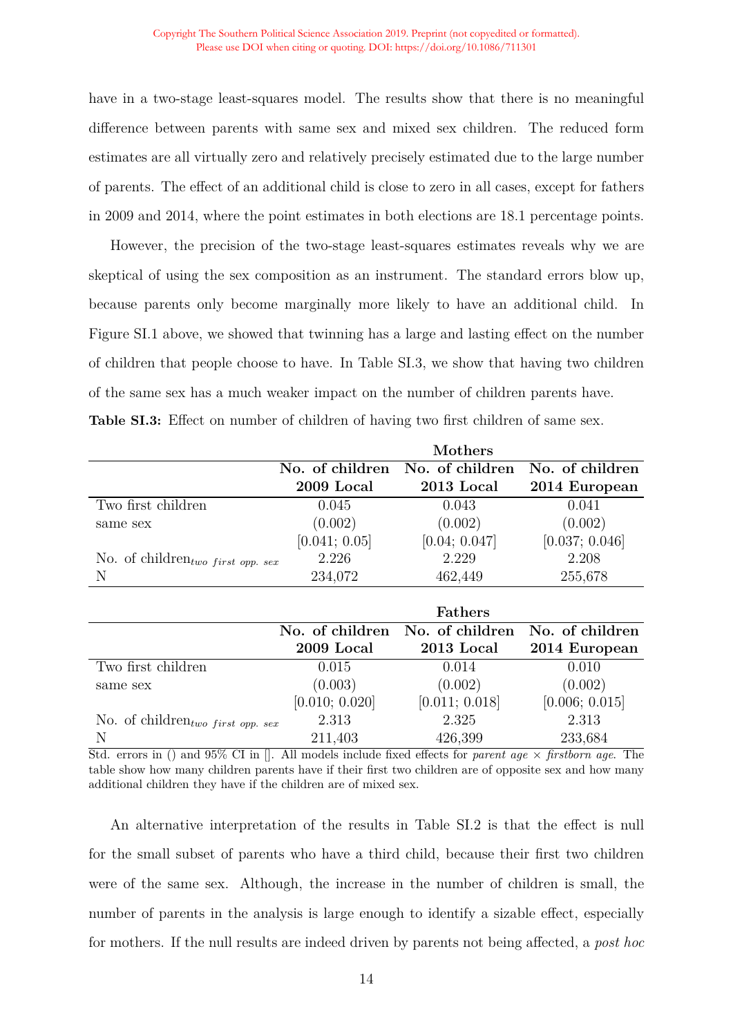have in a two-stage least-squares model. The results show that there is no meaningful difference between parents with same sex and mixed sex children. The reduced form estimates are all virtually zero and relatively precisely estimated due to the large number of parents. The effect of an additional child is close to zero in all cases, except for fathers in 2009 and 2014, where the point estimates in both elections are 18.1 percentage points.

However, the precision of the two-stage least-squares estimates reveals why we are skeptical of using the sex composition as an instrument. The standard errors blow up, because parents only become marginally more likely to have an additional child. In Figure SI.1 above, we showed that twinning has a large and lasting effect on the number of children that people choose to have. In Table SI.3, we show that having two children of the same sex has a much weaker impact on the number of children parents have.

**Table SI.3:** Effect on number of children of having two first children of same sex.

| | **Mothers** | | |
|---|---|---|---|
| | **No. of children 2009 Local** | **No. of children 2013 Local** | **No. of children 2014 European** |
| Two first children same sex | 0.045 | 0.043 | 0.041 |
| | (0.002) | (0.002) | (0.002) |
| | [0.041; 0.05] | [0.04; 0.047] | [0.037; 0.046] |
| No. of children$_{two\ first\ opp.\ sex}$ | 2.226 | 2.229 | 2.208 |
| N | 234,072 | 462,449 | 255,678 |

| | **Fathers** | | |
|---|---|---|---|
| | **No. of children 2009 Local** | **No. of children 2013 Local** | **No. of children 2014 European** |
| Two first children same sex | 0.015 | 0.014 | 0.010 |
| | (0.003) | (0.002) | (0.002) |
| | [0.010; 0.020] | [0.011; 0.018] | [0.006; 0.015] |
| No. of children$_{two\ first\ opp.\ sex}$ | 2.313 | 2.325 | 2.313 |
| N | 211,403 | 426,399 | 233,684 |

Std. errors in () and 95% CI in []. All models include fixed effects for *parent age* × *firstborn age*. The table show how many children parents have if their first two children are of opposite sex and how many additional children they have if the children are of mixed sex.

An alternative interpretation of the results in Table SI.2 is that the effect is null for the small subset of parents who have a third child, because their first two children were of the same sex. Although, the increase in the number of children is small, the number of parents in the analysis is large enough to identify a sizable effect, especially for mothers. If the null results are indeed driven by parents not being affected, a *post hoc*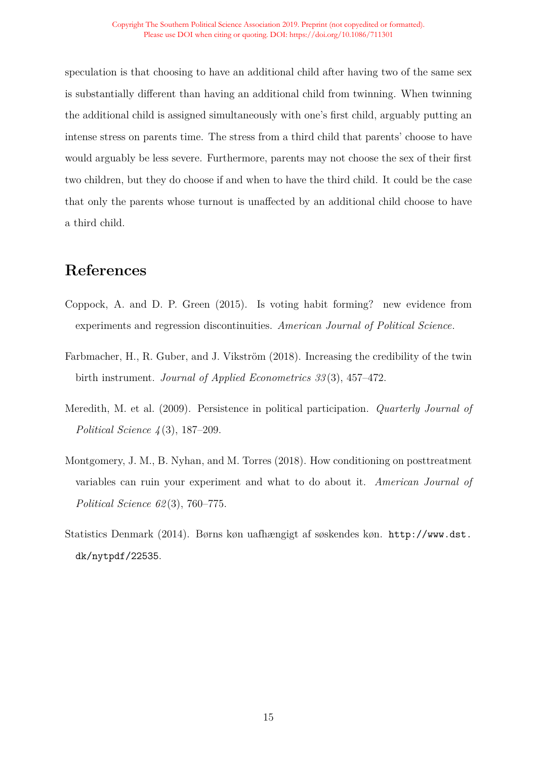speculation is that choosing to have an additional child after having two of the same sex is substantially different than having an additional child from twinning. When twinning the additional child is assigned simultaneously with one's first child, arguably putting an intense stress on parents time. The stress from a third child that parents' choose to have would arguably be less severe. Furthermore, parents may not choose the sex of their first two children, but they do choose if and when to have the third child. It could be the case that only the parents whose turnout is unaffected by an additional child choose to have a third child.

# References

Coppock, A. and D. P. Green (2015). Is voting habit forming? new evidence from experiments and regression discontinuities. *American Journal of Political Science*.

Farbmacher, H., R. Guber, and J. Vikström (2018). Increasing the credibility of the twin birth instrument. *Journal of Applied Econometrics 33*(3), 457–472.

Meredith, M. et al. (2009). Persistence in political participation. *Quarterly Journal of Political Science 4*(3), 187–209.

Montgomery, J. M., B. Nyhan, and M. Torres (2018). How conditioning on posttreatment variables can ruin your experiment and what to do about it. *American Journal of Political Science 62*(3), 760–775.

Statistics Denmark (2014). Børns køn uafhængigt af søskendes køn. http://www.dst.dk/nytpdf/22535.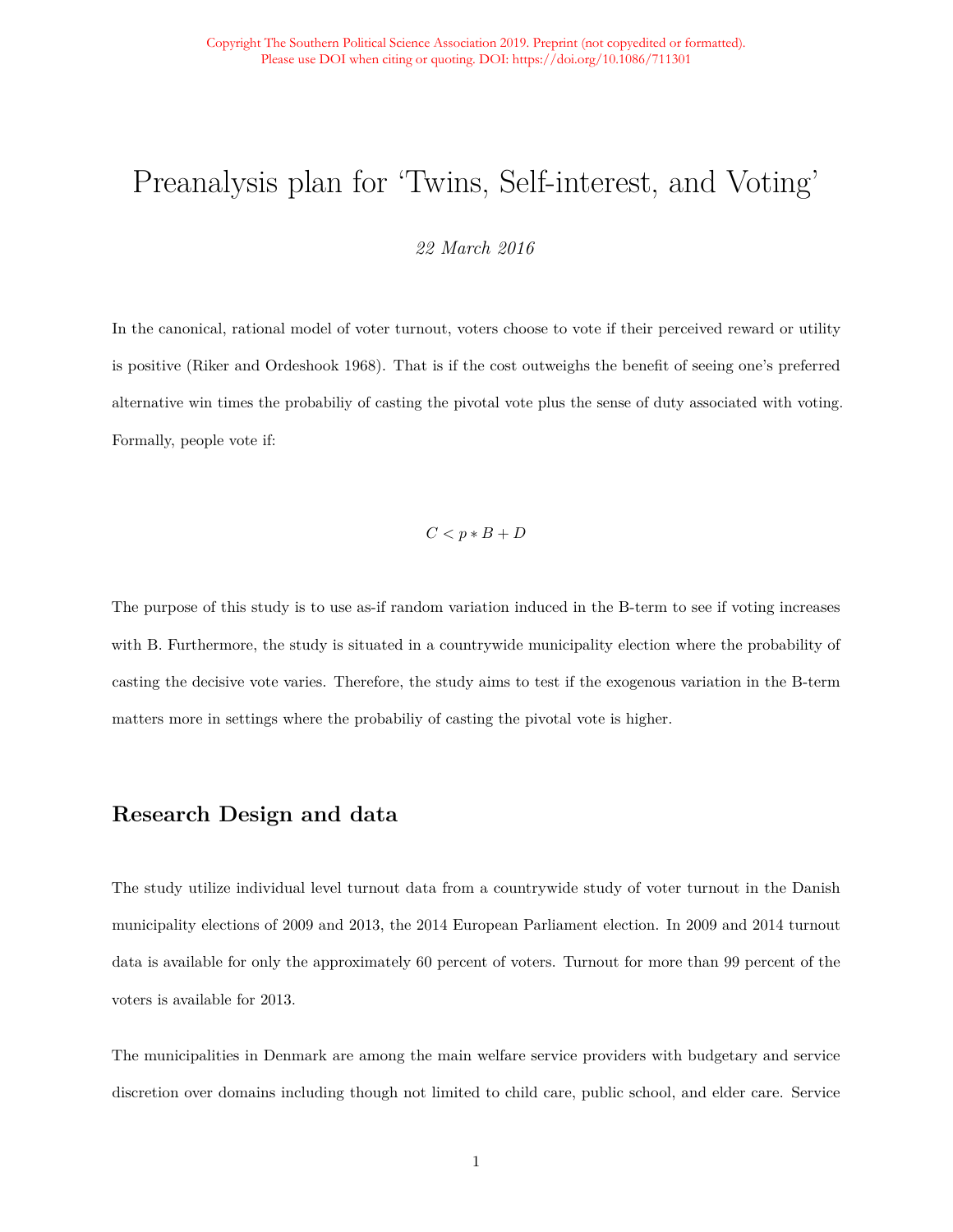# Preanalysis plan for 'Twins, Self-interest, and Voting'

*22 March 2016*

In the canonical, rational model of voter turnout, voters choose to vote if their perceived reward or utility is positive (Riker and Ordeshook 1968). That is if the cost outweighs the benefit of seeing one's preferred alternative win times the probabiliy of casting the pivotal vote plus the sense of duty associated with voting. Formally, people vote if:

$$C < p * B + D$$

The purpose of this study is to use as-if random variation induced in the B-term to see if voting increases with B. Furthermore, the study is situated in a countrywide municipality election where the probability of casting the decisive vote varies. Therefore, the study aims to test if the exogenous variation in the B-term matters more in settings where the probabiliy of casting the pivotal vote is higher.

## Research Design and data

The study utilize individual level turnout data from a countrywide study of voter turnout in the Danish municipality elections of 2009 and 2013, the 2014 European Parliament election. In 2009 and 2014 turnout data is available for only the approximately 60 percent of voters. Turnout for more than 99 percent of the voters is available for 2013.

The municipalities in Denmark are among the main welfare service providers with budgetary and service discretion over domains including though not limited to child care, public school, and elder care. Service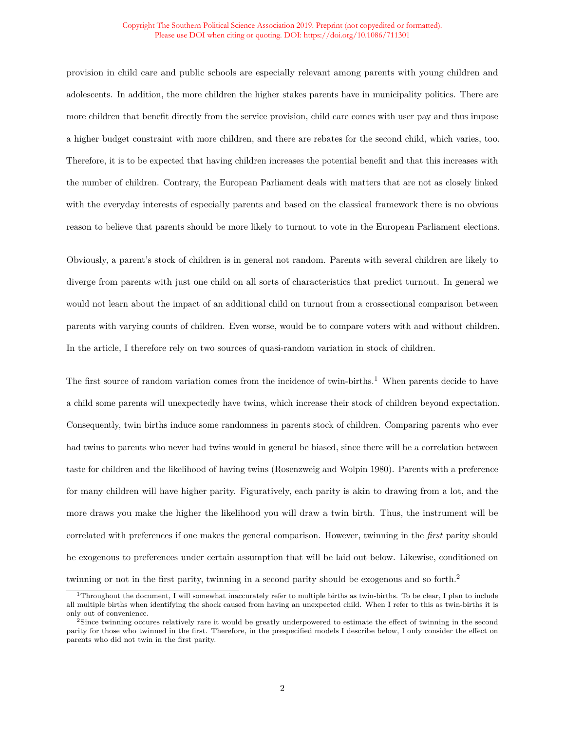provision in child care and public schools are especially relevant among parents with young children and adolescents. In addition, the more children the higher stakes parents have in municipality politics. There are more children that benefit directly from the service provision, child care comes with user pay and thus impose a higher budget constraint with more children, and there are rebates for the second child, which varies, too. Therefore, it is to be expected that having children increases the potential benefit and that this increases with the number of children. Contrary, the European Parliament deals with matters that are not as closely linked with the everyday interests of especially parents and based on the classical framework there is no obvious reason to believe that parents should be more likely to turnout to vote in the European Parliament elections.

Obviously, a parent's stock of children is in general not random. Parents with several children are likely to diverge from parents with just one child on all sorts of characteristics that predict turnout. In general we would not learn about the impact of an additional child on turnout from a crossectional comparison between parents with varying counts of children. Even worse, would be to compare voters with and without children. In the article, I therefore rely on two sources of quasi-random variation in stock of children.

The first source of random variation comes from the incidence of twin-births.[1] When parents decide to have a child some parents will unexpectedly have twins, which increase their stock of children beyond expectation. Consequently, twin births induce some randomness in parents stock of children. Comparing parents who ever had twins to parents who never had twins would in general be biased, since there will be a correlation between taste for children and the likelihood of having twins (Rosenzweig and Wolpin 1980). Parents with a preference for many children will have higher parity. Figuratively, each parity is akin to drawing from a lot, and the more draws you make the higher the likelihood you will draw a twin birth. Thus, the instrument will be correlated with preferences if one makes the general comparison. However, twinning in the *first* parity should be exogenous to preferences under certain assumption that will be laid out below. Likewise, conditioned on twinning or not in the first parity, twinning in a second parity should be exogenous and so forth.[2]

[1] Throughout the document, I will somewhat inaccurately refer to multiple births as twin-births. To be clear, I plan to include all multiple births when identifying the shock caused from having an unexpected child. When I refer to this as twin-births it is only out of convenience.

[2] Since twinning occures relatively rare it would be greatly underpowered to estimate the effect of twinning in the second parity for those who twinned in the first. Therefore, in the prespecified models I describe below, I only consider the effect on parents who did not twin in the first parity.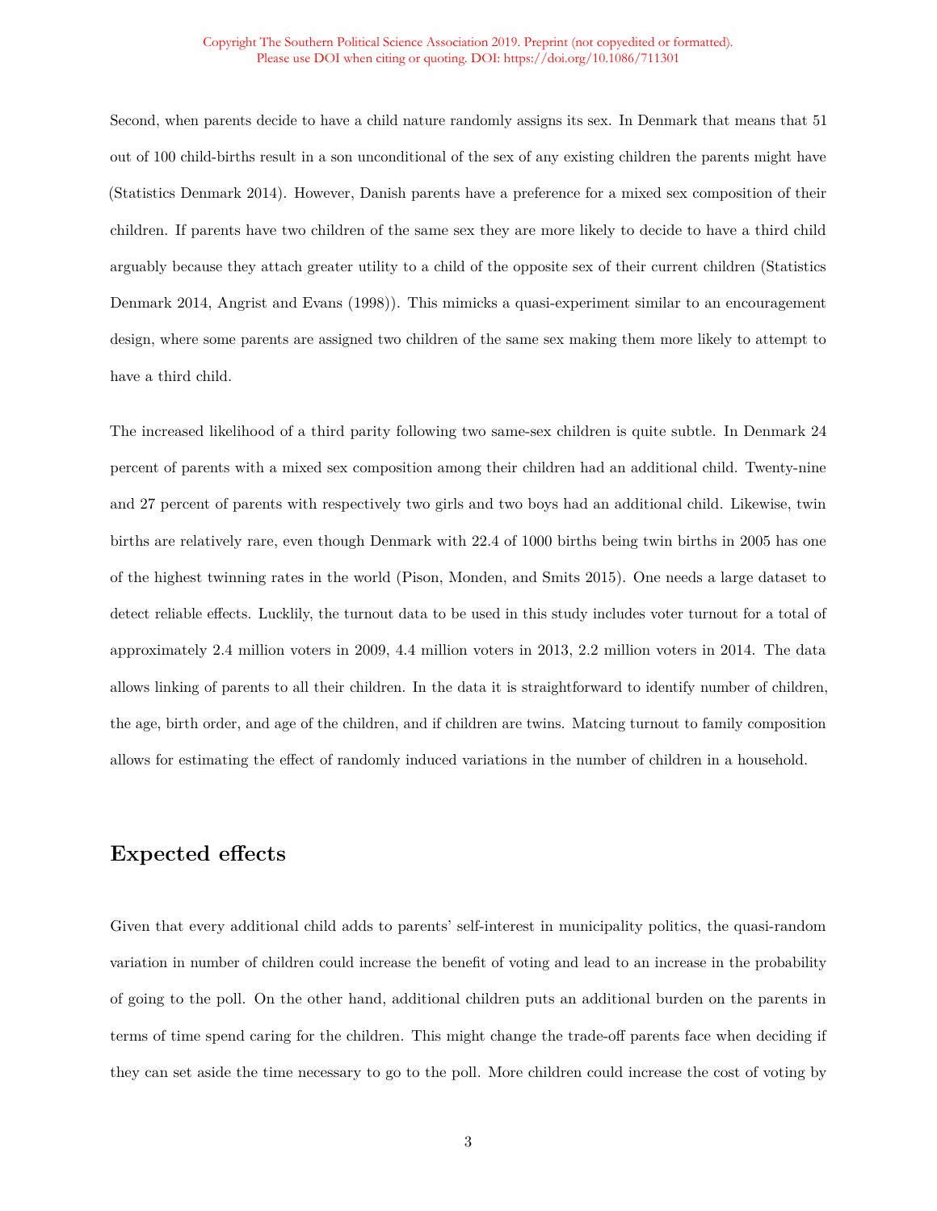Second, when parents decide to have a child nature randomly assigns its sex. In Denmark that means that 51 out of 100 child-births result in a son unconditional of the sex of any existing children the parents might have (Statistics Denmark 2014). However, Danish parents have a preference for a mixed sex composition of their children. If parents have two children of the same sex they are more likely to decide to have a third child arguably because they attach greater utility to a child of the opposite sex of their current children (Statistics Denmark 2014, Angrist and Evans (1998)). This mimicks a quasi-experiment similar to an encouragement design, where some parents are assigned two children of the same sex making them more likely to attempt to have a third child.

The increased likelihood of a third parity following two same-sex children is quite subtle. In Denmark 24 percent of parents with a mixed sex composition among their children had an additional child. Twenty-nine and 27 percent of parents with respectively two girls and two boys had an additional child. Likewise, twin births are relatively rare, even though Denmark with 22.4 of 1000 births being twin births in 2005 has one of the highest twinning rates in the world (Pison, Monden, and Smits 2015). One needs a large dataset to detect reliable effects. Lucklily, the turnout data to be used in this study includes voter turnout for a total of approximately 2.4 million voters in 2009, 4.4 million voters in 2013, 2.2 million voters in 2014. The data allows linking of parents to all their children. In the data it is straightforward to identify number of children, the age, birth order, and age of the children, and if children are twins. Matcing turnout to family composition allows for estimating the effect of randomly induced variations in the number of children in a household.

## Expected effects

Given that every additional child adds to parents' self-interest in municipality politics, the quasi-random variation in number of children could increase the benefit of voting and lead to an increase in the probability of going to the poll. On the other hand, additional children puts an additional burden on the parents in terms of time spend caring for the children. This might change the trade-off parents face when deciding if they can set aside the time necessary to go to the poll. More children could increase the cost of voting by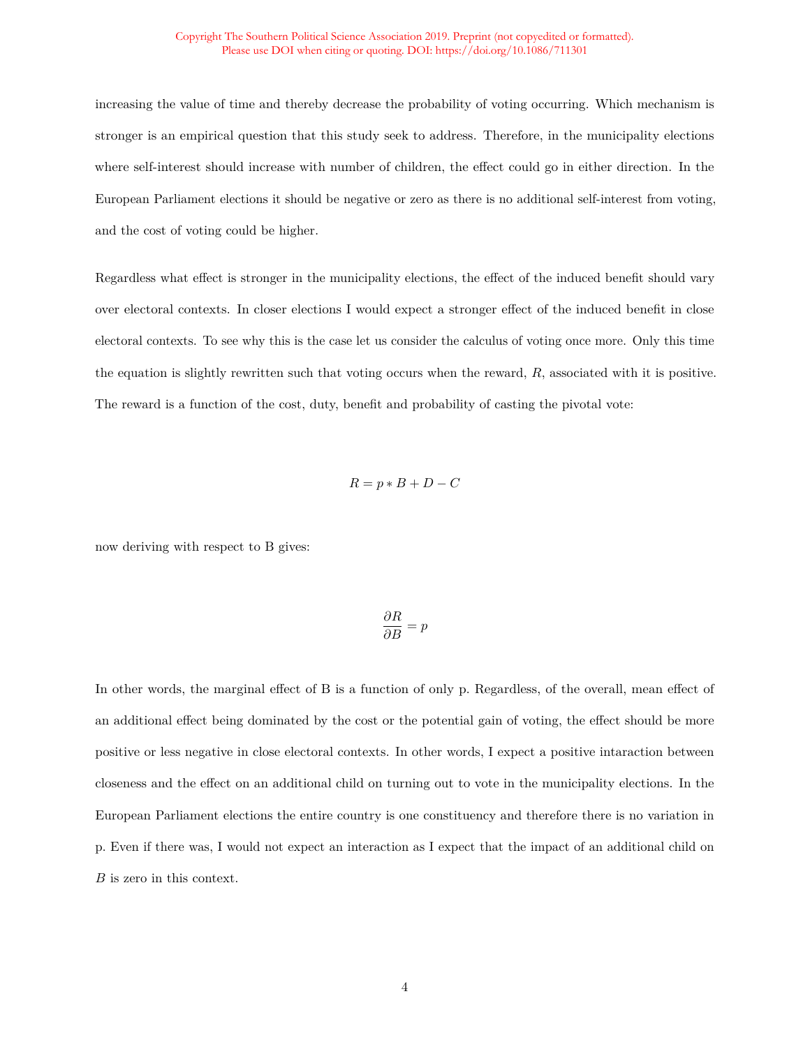increasing the value of time and thereby decrease the probability of voting occurring. Which mechanism is stronger is an empirical question that this study seek to address. Therefore, in the municipality elections where self-interest should increase with number of children, the effect could go in either direction. In the European Parliament elections it should be negative or zero as there is no additional self-interest from voting, and the cost of voting could be higher.

Regardless what effect is stronger in the municipality elections, the effect of the induced benefit should vary over electoral contexts. In closer elections I would expect a stronger effect of the induced benefit in close electoral contexts. To see why this is the case let us consider the calculus of voting once more. Only this time the equation is slightly rewritten such that voting occurs when the reward, $R$, associated with it is positive. The reward is a function of the cost, duty, benefit and probability of casting the pivotal vote:

$$R = p * B + D - C$$

now deriving with respect to B gives:

$$\frac{\partial R}{\partial B} = p$$

In other words, the marginal effect of B is a function of only p. Regardless, of the overall, mean effect of an additional effect being dominated by the cost or the potential gain of voting, the effect should be more positive or less negative in close electoral contexts. In other words, I expect a positive intaraction between closeness and the effect on an additional child on turning out to vote in the municipality elections. In the European Parliament elections the entire country is one constituency and therefore there is no variation in p. Even if there was, I would not expect an interaction as I expect that the impact of an additional child on $B$ is zero in this context.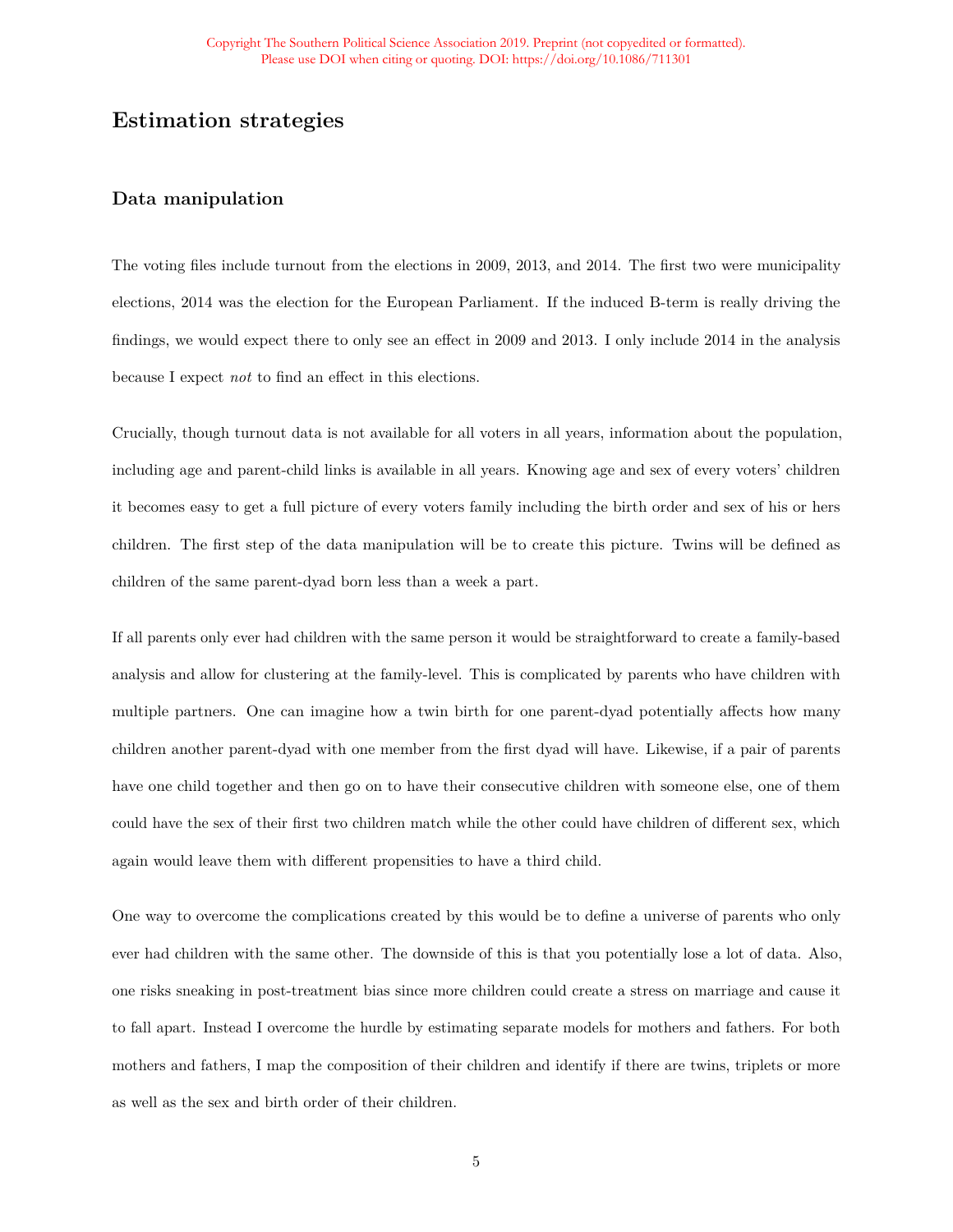# Estimation strategies

## Data manipulation

The voting files include turnout from the elections in 2009, 2013, and 2014. The first two were municipality elections, 2014 was the election for the European Parliament. If the induced B-term is really driving the findings, we would expect there to only see an effect in 2009 and 2013. I only include 2014 in the analysis because I expect *not* to find an effect in this elections.

Crucially, though turnout data is not available for all voters in all years, information about the population, including age and parent-child links is available in all years. Knowing age and sex of every voters' children it becomes easy to get a full picture of every voters family including the birth order and sex of his or hers children. The first step of the data manipulation will be to create this picture. Twins will be defined as children of the same parent-dyad born less than a week a part.

If all parents only ever had children with the same person it would be straightforward to create a family-based analysis and allow for clustering at the family-level. This is complicated by parents who have children with multiple partners. One can imagine how a twin birth for one parent-dyad potentially affects how many children another parent-dyad with one member from the first dyad will have. Likewise, if a pair of parents have one child together and then go on to have their consecutive children with someone else, one of them could have the sex of their first two children match while the other could have children of different sex, which again would leave them with different propensities to have a third child.

One way to overcome the complications created by this would be to define a universe of parents who only ever had children with the same other. The downside of this is that you potentially lose a lot of data. Also, one risks sneaking in post-treatment bias since more children could create a stress on marriage and cause it to fall apart. Instead I overcome the hurdle by estimating separate models for mothers and fathers. For both mothers and fathers, I map the composition of their children and identify if there are twins, triplets or more as well as the sex and birth order of their children.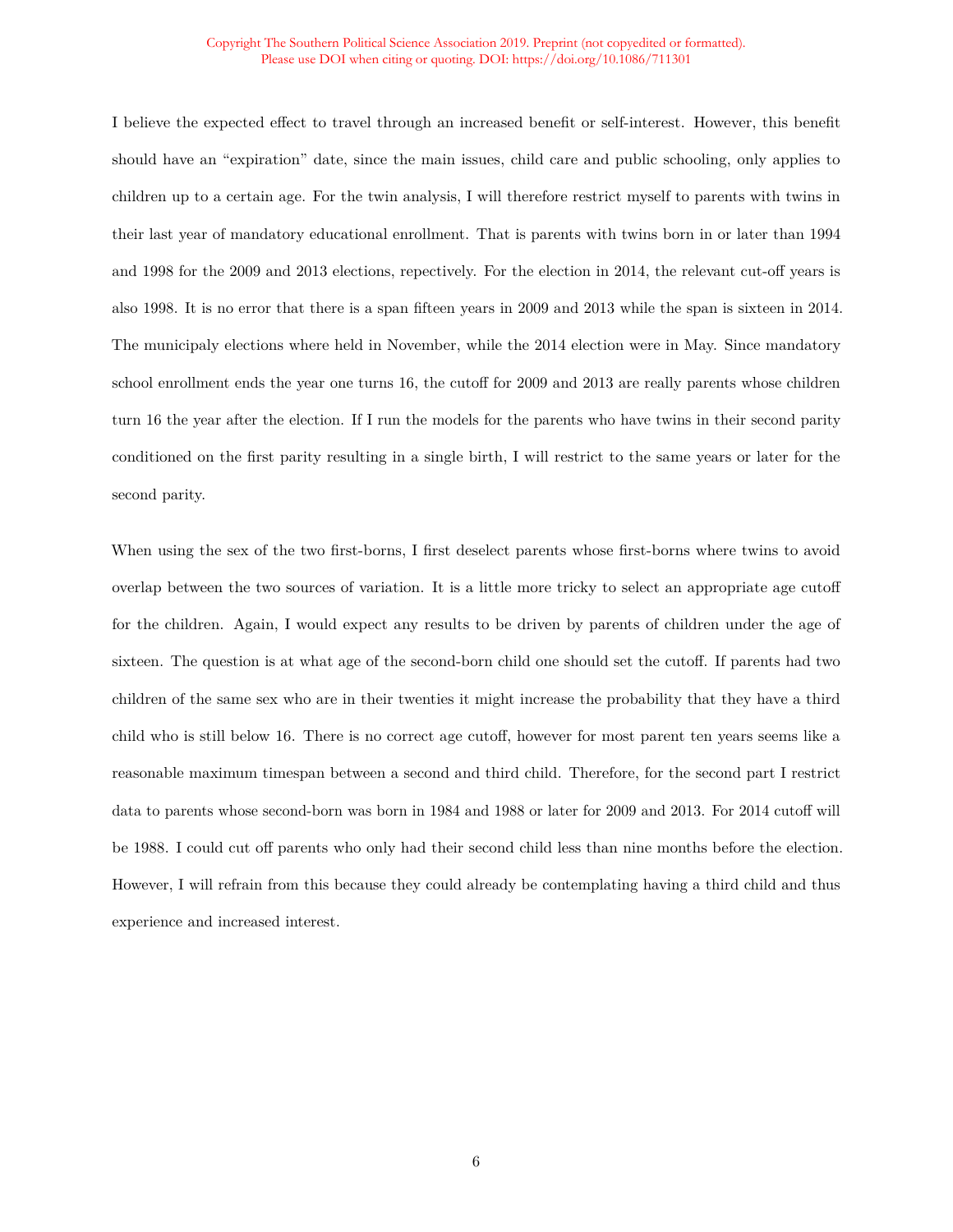I believe the expected effect to travel through an increased benefit or self-interest. However, this benefit should have an "expiration" date, since the main issues, child care and public schooling, only applies to children up to a certain age. For the twin analysis, I will therefore restrict myself to parents with twins in their last year of mandatory educational enrollment. That is parents with twins born in or later than 1994 and 1998 for the 2009 and 2013 elections, repectively. For the election in 2014, the relevant cut-off years is also 1998. It is no error that there is a span fifteen years in 2009 and 2013 while the span is sixteen in 2014. The municipaly elections where held in November, while the 2014 election were in May. Since mandatory school enrollment ends the year one turns 16, the cutoff for 2009 and 2013 are really parents whose children turn 16 the year after the election. If I run the models for the parents who have twins in their second parity conditioned on the first parity resulting in a single birth, I will restrict to the same years or later for the second parity.

When using the sex of the two first-borns, I first deselect parents whose first-borns where twins to avoid overlap between the two sources of variation. It is a little more tricky to select an appropriate age cutoff for the children. Again, I would expect any results to be driven by parents of children under the age of sixteen. The question is at what age of the second-born child one should set the cutoff. If parents had two children of the same sex who are in their twenties it might increase the probability that they have a third child who is still below 16. There is no correct age cutoff, however for most parent ten years seems like a reasonable maximum timespan between a second and third child. Therefore, for the second part I restrict data to parents whose second-born was born in 1984 and 1988 or later for 2009 and 2013. For 2014 cutoff will be 1988. I could cut off parents who only had their second child less than nine months before the election. However, I will refrain from this because they could already be contemplating having a third child and thus experience and increased interest.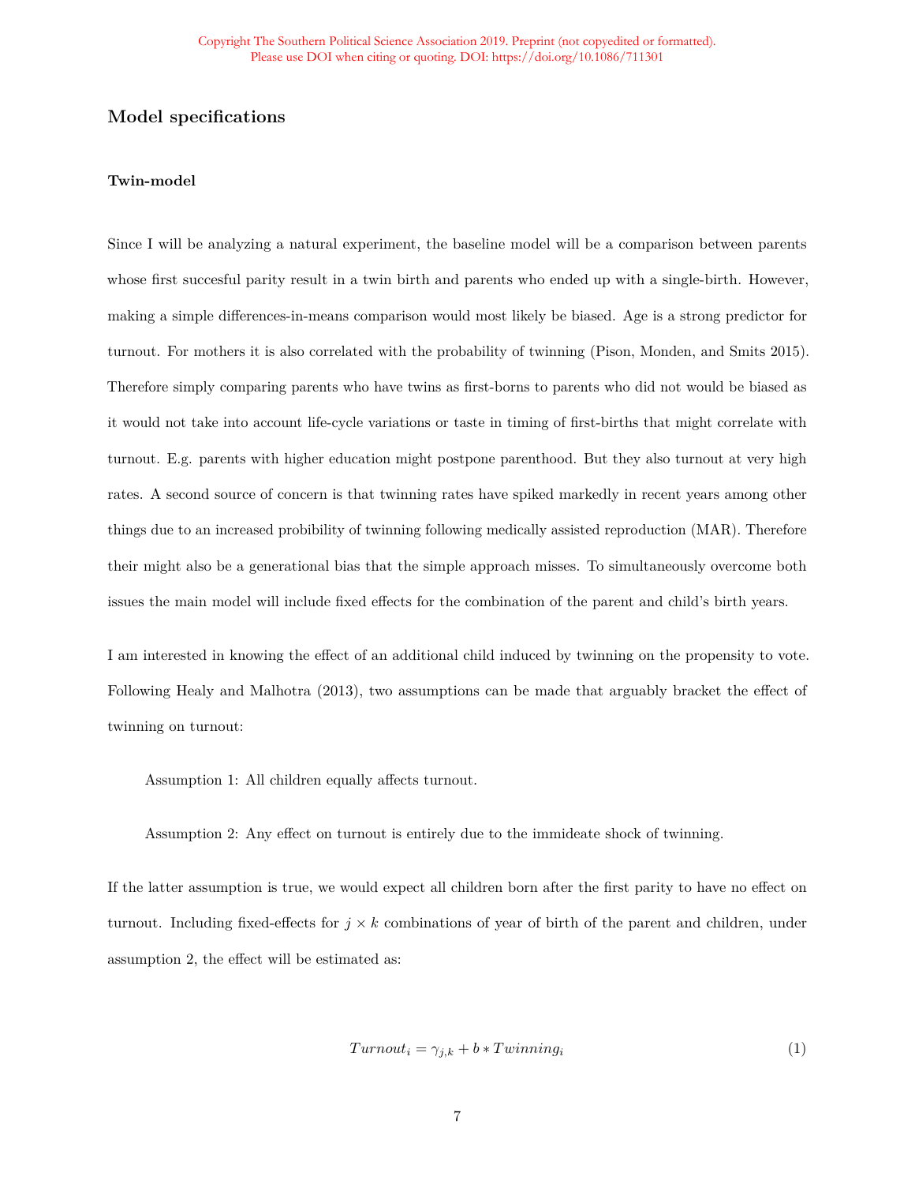## Model specifications

### Twin-model

Since I will be analyzing a natural experiment, the baseline model will be a comparison between parents whose first succesful parity result in a twin birth and parents who ended up with a single-birth. However, making a simple differences-in-means comparison would most likely be biased. Age is a strong predictor for turnout. For mothers it is also correlated with the probability of twinning (Pison, Monden, and Smits 2015). Therefore simply comparing parents who have twins as first-borns to parents who did not would be biased as it would not take into account life-cycle variations or taste in timing of first-births that might correlate with turnout. E.g. parents with higher education might postpone parenthood. But they also turnout at very high rates. A second source of concern is that twinning rates have spiked markedly in recent years among other things due to an increased probability of twinning following medically assisted reproduction (MAR). Therefore their might also be a generational bias that the simple approach misses. To simultaneously overcome both issues the main model will include fixed effects for the combination of the parent and child's birth years.

I am interested in knowing the effect of an additional child induced by twinning on the propensity to vote. Following Healy and Malhotra (2013), two assumptions can be made that arguably bracket the effect of twinning on turnout:

> Assumption 1: All children equally affects turnout.
>
> Assumption 2: Any effect on turnout is entirely due to the immideate shock of twinning.

If the latter assumption is true, we would expect all children born after the first parity to have no effect on turnout. Including fixed-effects for $j \times k$ combinations of year of birth of the parent and children, under assumption 2, the effect will be estimated as:

$$Turnout_i = \gamma_{j,k} + b * Twinning_i \tag{1}$$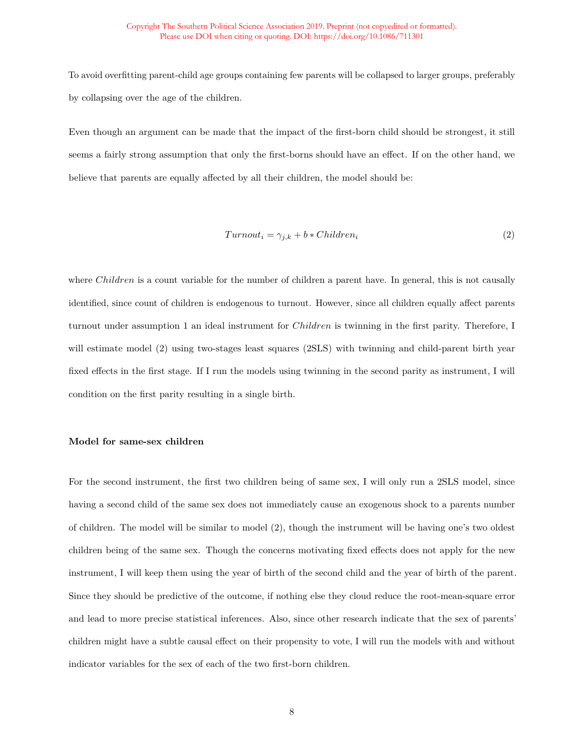To avoid overfitting parent-child age groups containing few parents will be collapsed to larger groups, preferably by collapsing over the age of the children.

Even though an argument can be made that the impact of the first-born child should be strongest, it still seems a fairly strong assumption that only the first-borns should have an effect. If on the other hand, we believe that parents are equally affected by all their children, the model should be:

$$Turnout_i = \gamma_{j,k} + b * Children_i \tag{2}$$

where *Children* is a count variable for the number of children a parent have. In general, this is not causally identified, since count of children is endogenous to turnout. However, since all children equally affect parents turnout under assumption 1 an ideal instrument for *Children* is twinning in the first parity. Therefore, I will estimate model (2) using two-stages least squares (2SLS) with twinning and child-parent birth year fixed effects in the first stage. If I run the models using twinning in the second parity as instrument, I will condition on the first parity resulting in a single birth.

**Model for same-sex children**

For the second instrument, the first two children being of same sex, I will only run a 2SLS model, since having a second child of the same sex does not immediately cause an exogenous shock to a parents number of children. The model will be similar to model (2), though the instrument will be having one's two oldest children being of the same sex. Though the concerns motivating fixed effects does not apply for the new instrument, I will keep them using the year of birth of the second child and the year of birth of the parent. Since they should be predictive of the outcome, if nothing else they cloud reduce the root-mean-square error and lead to more precise statistical inferences. Also, since other research indicate that the sex of parents' children might have a subtle causal effect on their propensity to vote, I will run the models with and without indicator variables for the sex of each of the two first-born children.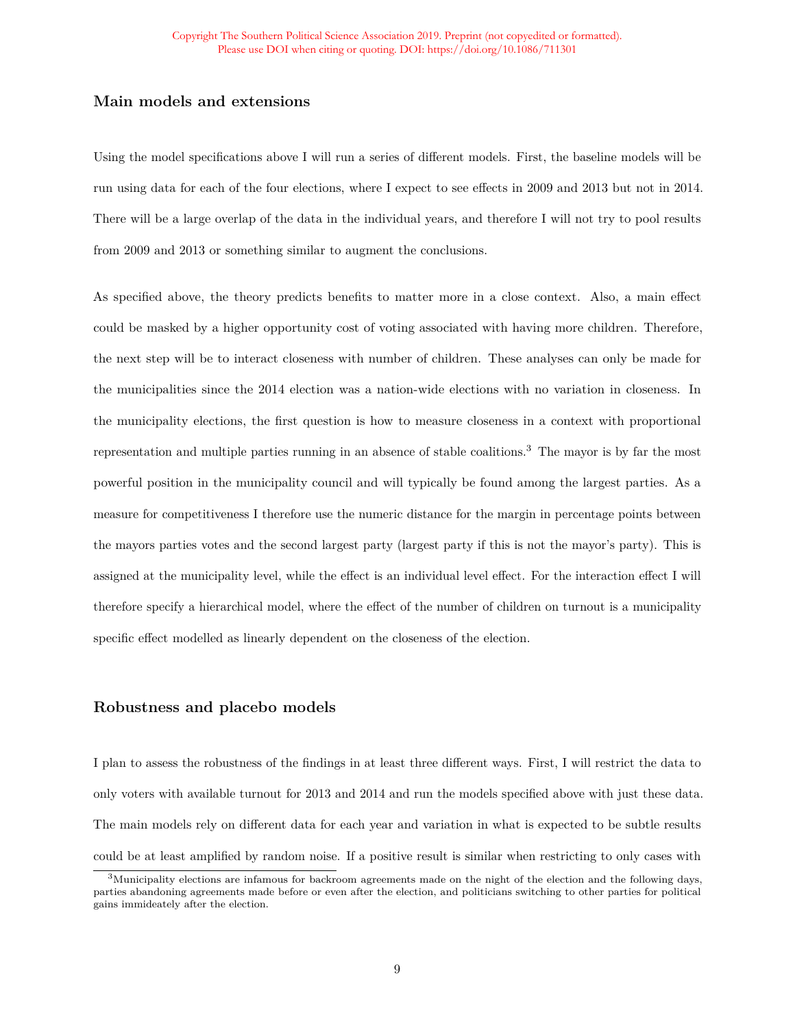## Main models and extensions

Using the model specifications above I will run a series of different models. First, the baseline models will be run using data for each of the four elections, where I expect to see effects in 2009 and 2013 but not in 2014. There will be a large overlap of the data in the individual years, and therefore I will not try to pool results from 2009 and 2013 or something similar to augment the conclusions.

As specified above, the theory predicts benefits to matter more in a close context. Also, a main effect could be masked by a higher opportunity cost of voting associated with having more children. Therefore, the next step will be to interact closeness with number of children. These analyses can only be made for the municipalities since the 2014 election was a nation-wide elections with no variation in closeness. In the municipality elections, the first question is how to measure closeness in a context with proportional representation and multiple parties running in an absence of stable coalitions.[3] The mayor is by far the most powerful position in the municipality council and will typically be found among the largest parties. As a measure for competitiveness I therefore use the numeric distance for the margin in percentage points between the mayors parties votes and the second largest party (largest party if this is not the mayor's party). This is assigned at the municipality level, while the effect is an individual level effect. For the interaction effect I will therefore specify a hierarchical model, where the effect of the number of children on turnout is a municipality specific effect modelled as linearly dependent on the closeness of the election.

## Robustness and placebo models

I plan to assess the robustness of the findings in at least three different ways. First, I will restrict the data to only voters with available turnout for 2013 and 2014 and run the models specified above with just these data. The main models rely on different data for each year and variation in what is expected to be subtle results could be at least amplified by random noise. If a positive result is similar when restricting to only cases with

[3] Municipality elections are infamous for backroom agreements made on the night of the election and the following days, parties abandoning agreements made before or even after the election, and politicians switching to other parties for political gains immideately after the election.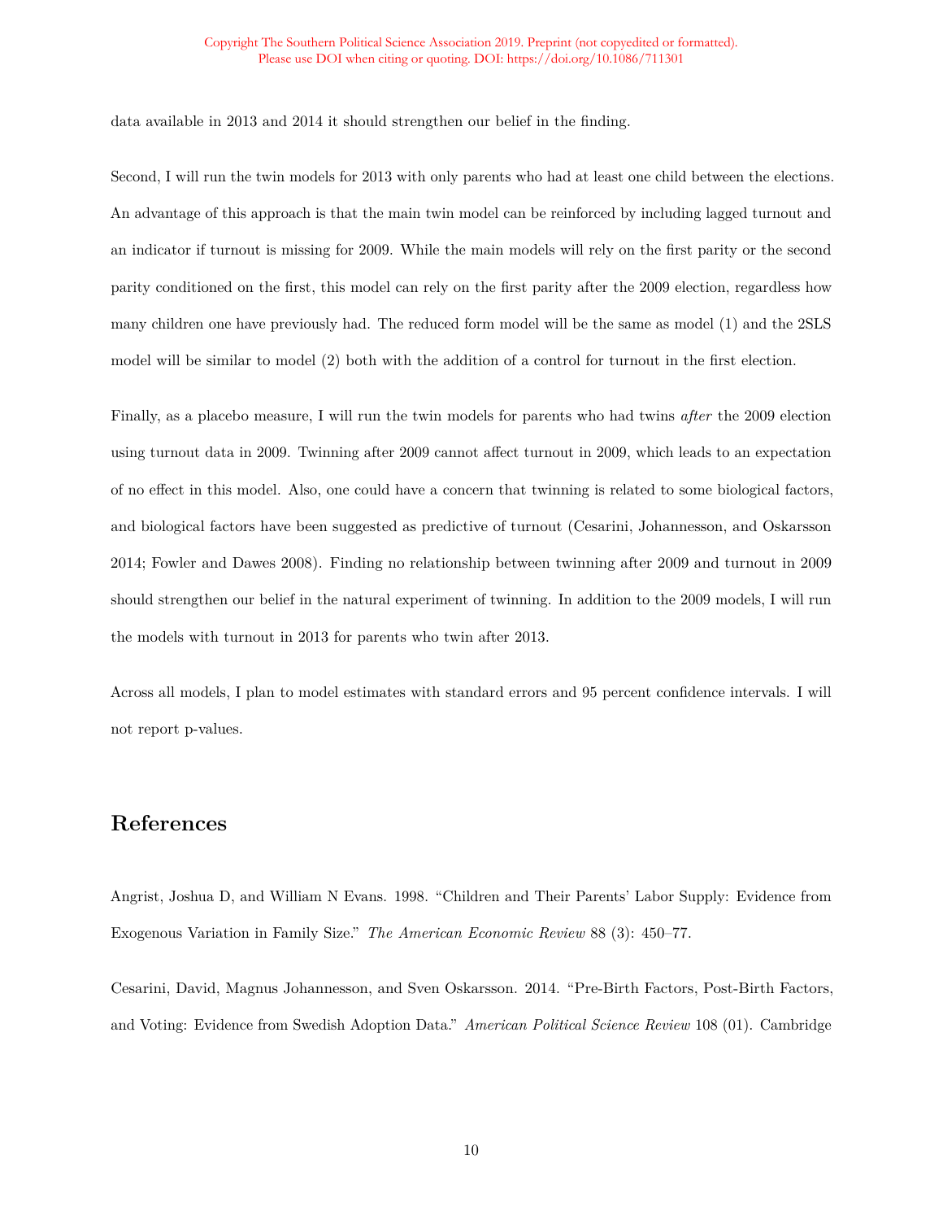data available in 2013 and 2014 it should strengthen our belief in the finding.

Second, I will run the twin models for 2013 with only parents who had at least one child between the elections. An advantage of this approach is that the main twin model can be reinforced by including lagged turnout and an indicator if turnout is missing for 2009. While the main models will rely on the first parity or the second parity conditioned on the first, this model can rely on the first parity after the 2009 election, regardless how many children one have previously had. The reduced form model will be the same as model (1) and the 2SLS model will be similar to model (2) both with the addition of a control for turnout in the first election.

Finally, as a placebo measure, I will run the twin models for parents who had twins *after* the 2009 election using turnout data in 2009. Twinning after 2009 cannot affect turnout in 2009, which leads to an expectation of no effect in this model. Also, one could have a concern that twinning is related to some biological factors, and biological factors have been suggested as predictive of turnout (Cesarini, Johannesson, and Oskarsson 2014; Fowler and Dawes 2008). Finding no relationship between twinning after 2009 and turnout in 2009 should strengthen our belief in the natural experiment of twinning. In addition to the 2009 models, I will run the models with turnout in 2013 for parents who twin after 2013.

Across all models, I plan to model estimates with standard errors and 95 percent confidence intervals. I will not report p-values.

## References

Angrist, Joshua D, and William N Evans. 1998. "Children and Their Parents' Labor Supply: Evidence from Exogenous Variation in Family Size." *The American Economic Review* 88 (3): 450–77.

Cesarini, David, Magnus Johannesson, and Sven Oskarsson. 2014. "Pre-Birth Factors, Post-Birth Factors, and Voting: Evidence from Swedish Adoption Data." *American Political Science Review* 108 (01). Cambridge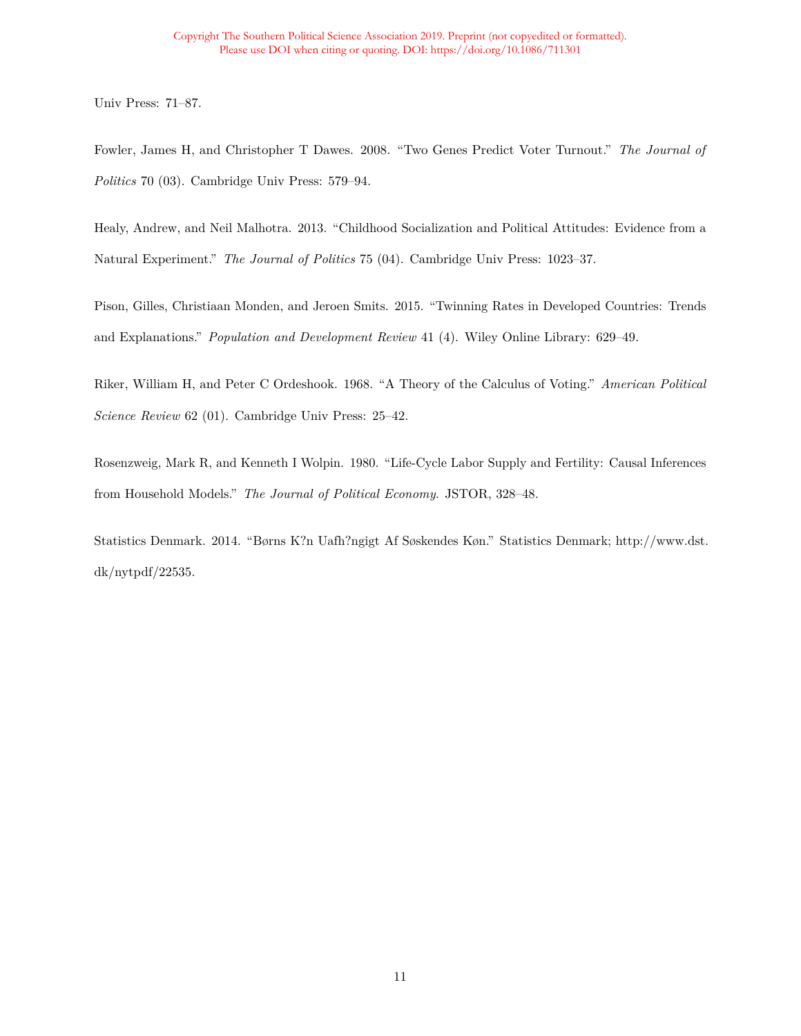Univ Press: 71–87.

Fowler, James H, and Christopher T Dawes. 2008. "Two Genes Predict Voter Turnout." *The Journal of Politics* 70 (03). Cambridge Univ Press: 579–94.

Healy, Andrew, and Neil Malhotra. 2013. "Childhood Socialization and Political Attitudes: Evidence from a Natural Experiment." *The Journal of Politics* 75 (04). Cambridge Univ Press: 1023–37.

Pison, Gilles, Christiaan Monden, and Jeroen Smits. 2015. "Twinning Rates in Developed Countries: Trends and Explanations." *Population and Development Review* 41 (4). Wiley Online Library: 629–49.

Riker, William H, and Peter C Ordeshook. 1968. "A Theory of the Calculus of Voting." *American Political Science Review* 62 (01). Cambridge Univ Press: 25–42.

Rosenzweig, Mark R, and Kenneth I Wolpin. 1980. "Life-Cycle Labor Supply and Fertility: Causal Inferences from Household Models." *The Journal of Political Economy*. JSTOR, 328–48.

Statistics Denmark. 2014. "Børns K?n Uafh?ngigt Af Søskendes Køn." Statistics Denmark; http://www.dst.dk/nytpdf/22535.